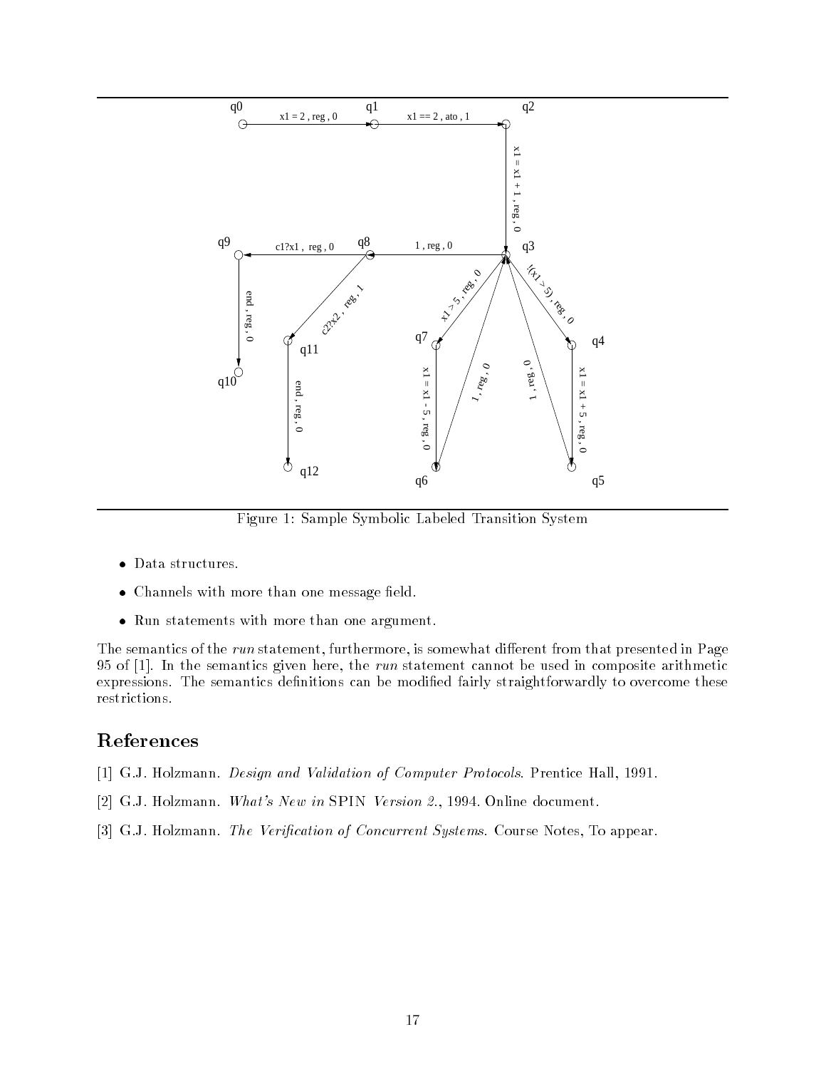Figure 1: Sample Symbolic Labeled Transition System

- Data structures.
- Channels with more than one message field.
- Run statements with more than one argument.

The semantics of the *run* statement, furthermore, is somewhat different from that presented in Page 95 of [1]. In the semantics given here, the *run* statement cannot be used in composite arithmetic expressions. The semantics definitions can be modified fairly straightforwardly to overcome these restrictions.

## References

[1] G.J. Holzmann. *Design and Validation of Computer Protocols*. Prentice Hall, 1991.

[2] G.J. Holzmann. *What's New in* SPIN *Version 2.*, 1994. Online document.

[3] G.J. Holzmann. *The Verification of Concurrent Systems.* Course Notes, To appear.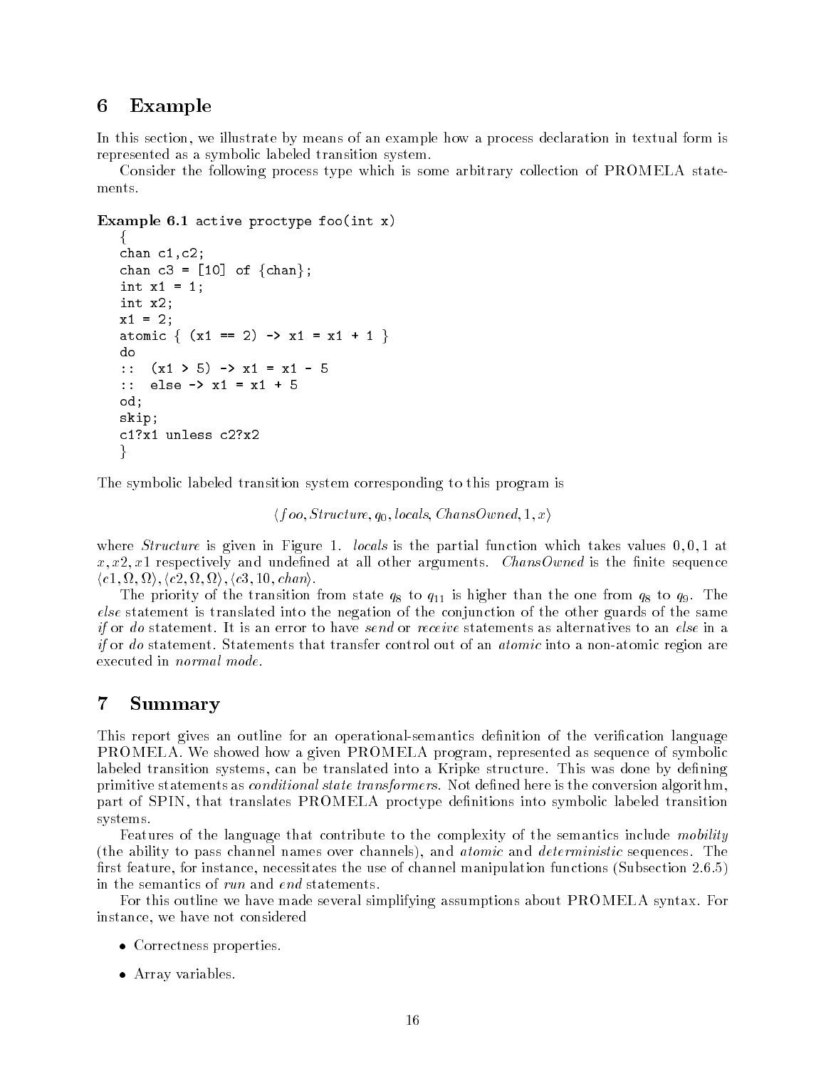## 6 Example

In this section, we illustrate by means of an example how a process declaration in textual form is represented as a symbolic labeled transition system.

Consider the following process type which is some arbitrary collection of PROMELA statements.

**Example 6.1**
```
active proctype foo(int x)
{
chan c1,c2;
chan c3 = [10] of {chan};
int x1 = 1;
int x2;
x1 = 2;
atomic { (x1 == 2) -> x1 = x1 + 1 }
do
::  (x1 > 5) -> x1 = x1 - 5
::  else -> x1 = x1 + 5
od;
skip;
c1?x1 unless c2?x2
}
```

The symbolic labeled transition system corresponding to this program is

$$\langle foo, Structure, q_0, locals, ChansOwned, 1, x\rangle$$

where *Structure* is given in Figure 1. *locals* is the partial function which takes values 0, 0, 1 at $x, x2, x1$ respectively and undefined at all other arguments. *ChansOwned* is the finite sequence $\langle c1, \Omega, \Omega\rangle, \langle c2, \Omega, \Omega\rangle, \langle c3, 10, chan\rangle$.

The priority of the transition from state $q_8$ to $q_{11}$ is higher than the one from $q_8$ to $q_9$. The *else* statement is translated into the negation of the conjunction of the other guards of the same *if* or *do* statement. It is an error to have *send* or *receive* statements as alternatives to an *else* in a *if* or *do* statement. Statements that transfer control out of an *atomic* into a non-atomic region are executed in *normal mode*.

## 7 Summary

This report gives an outline for an operational-semantics definition of the verification language PROMELA. We showed how a given PROMELA program, represented as sequence of symbolic labeled transition systems, can be translated into a Kripke structure. This was done by defining primitive statements as *conditional state transformers*. Not defined here is the conversion algorithm, part of SPIN, that translates PROMELA proctype definitions into symbolic labeled transition systems.

Features of the language that contribute to the complexity of the semantics include *mobility* (the ability to pass channel names over channels), and *atomic* and *deterministic* sequences. The first feature, for instance, necessitates the use of channel manipulation functions (Subsection 2.6.5) in the semantics of *run* and *end* statements.

For this outline we have made several simplifying assumptions about PROMELA syntax. For instance, we have not considered

- Correctness properties.
- Array variables.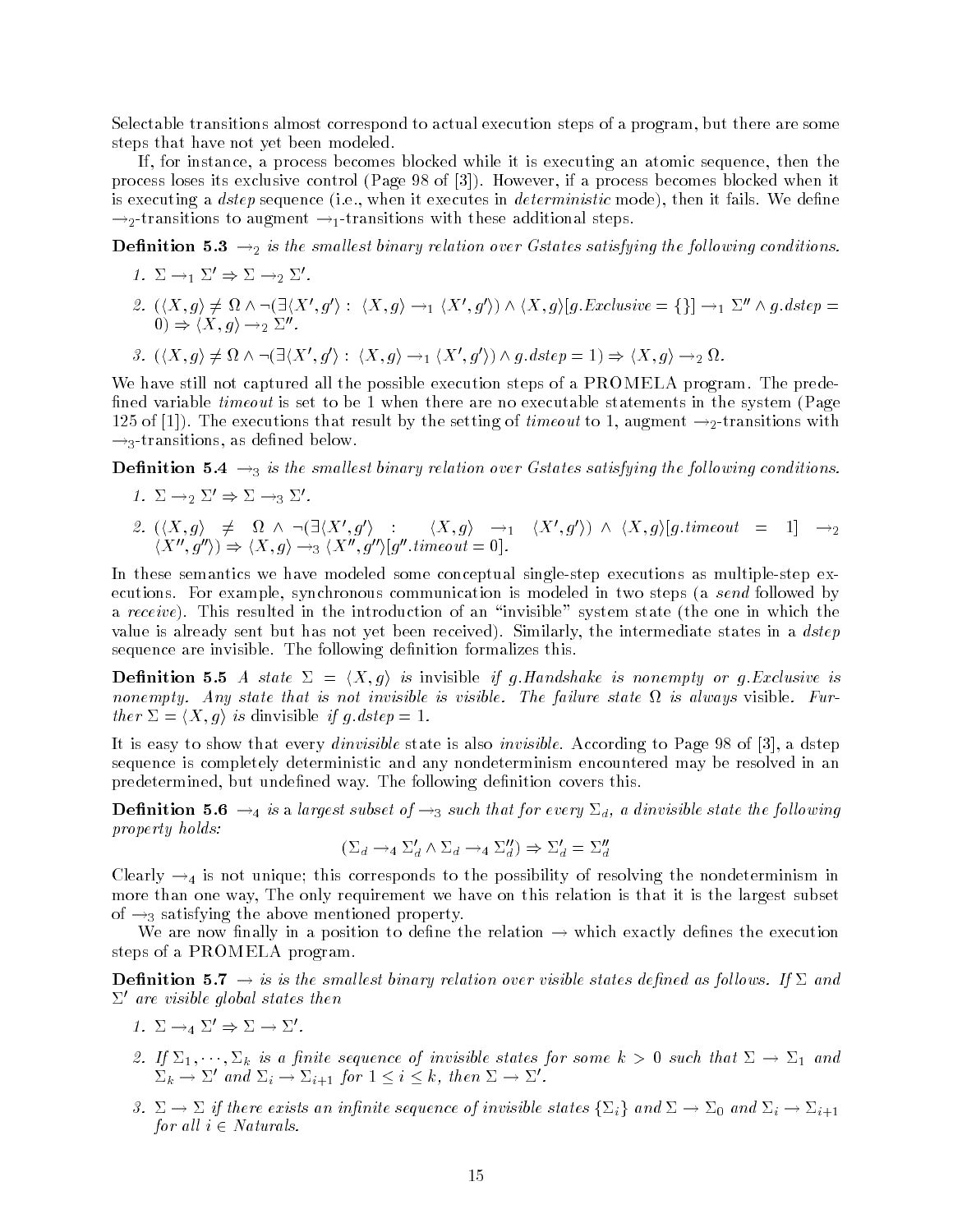Selectable transitions almost correspond to actual execution steps of a program, but there are some steps that have not yet been modeled.

If, for instance, a process becomes blocked while it is executing an atomic sequence, then the process loses its exclusive control (Page 98 of [3]). However, if a process becomes blocked when it is executing a *dstep* sequence (i.e., when it executes in *deterministic* mode), then it fails. We define $\rightarrow_2$-transitions to augment $\rightarrow_1$-transitions with these additional steps.

**Definition 5.3** *$\rightarrow_2$ is the smallest binary relation over Gstates satisfying the following conditions.*

1. $\Sigma \rightarrow_1 \Sigma' \Rightarrow \Sigma \rightarrow_2 \Sigma'$.
2. $(\langle X, g\rangle \neq \Omega \wedge \neg(\exists \langle X', g'\rangle : \langle X, g\rangle \rightarrow_1 \langle X', g'\rangle) \wedge \langle X, g\rangle[g.Exclusive = \{\}] \rightarrow_1 \Sigma'' \wedge g.dstep = 0) \Rightarrow \langle X, g\rangle \rightarrow_2 \Sigma''$.
3. $(\langle X, g\rangle \neq \Omega \wedge \neg(\exists \langle X', g'\rangle : \langle X, g\rangle \rightarrow_1 \langle X', g'\rangle) \wedge g.dstep = 1) \Rightarrow \langle X, g\rangle \rightarrow_2 \Omega$.

We have still not captured all the possible execution steps of a PROMELA program. The predefined variable *timeout* is set to be 1 when there are no executable statements in the system (Page 125 of [1]). The executions that result by the setting of *timeout* to 1, augment $\rightarrow_2$-transitions with $\rightarrow_3$-transitions, as defined below.

**Definition 5.4** *$\rightarrow_3$ is the smallest binary relation over Gstates satisfying the following conditions.*

1. $\Sigma \rightarrow_2 \Sigma' \Rightarrow \Sigma \rightarrow_3 \Sigma'$.
2. $(\langle X, g\rangle \neq \Omega \wedge \neg(\exists \langle X', g'\rangle : \langle X, g\rangle \rightarrow_1 \langle X', g'\rangle) \wedge \langle X, g\rangle[g.timeout = 1] \rightarrow_2 \langle X'', g''\rangle) \Rightarrow \langle X, g\rangle \rightarrow_3 \langle X'', g''\rangle[g''.timeout = 0]$.

In these semantics we have modeled some conceptual single-step executions as multiple-step executions. For example, synchronous communication is modeled in two steps (a *send* followed by a *receive*). This resulted in the introduction of an "invisible" system state (the one in which the value is already sent but has not yet been received). Similarly, the intermediate states in a *dstep* sequence are invisible. The following definition formalizes this.

**Definition 5.5** *A state $\Sigma = \langle X, g\rangle$ is* invisible *if g.Handshake is nonempty or g.Exclusive is nonempty. Any state that is not invisible is visible. The failure state $\Omega$ is always* visible*. Further $\Sigma = \langle X, g\rangle$ is* dinvisible *if $g.dstep = 1$.*

It is easy to show that every *dinvisible* state is also *invisible*. According to Page 98 of [3], a dstep sequence is completely deterministic and any nondeterminism encountered may be resolved in an predetermined, but undefined way. The following definition covers this.

**Definition 5.6** *$\rightarrow_4$ is* a *largest subset of $\rightarrow_3$ such that for every $\Sigma_d$, a dinvisible state the following property holds:*

$$(\Sigma_d \rightarrow_4 \Sigma_d' \wedge \Sigma_d \rightarrow_4 \Sigma_d'') \Rightarrow \Sigma_d' = \Sigma_d''$$

Clearly $\rightarrow_4$ is not unique; this corresponds to the possibility of resolving the nondeterminism in more than one way, The only requirement we have on this relation is that it is the largest subset of $\rightarrow_3$ satisfying the above mentioned property.

We are now finally in a position to define the relation $\rightarrow$ which exactly defines the execution steps of a PROMELA program.

**Definition 5.7** *$\rightarrow$ is is the smallest binary relation over visible states defined as follows. If $\Sigma$ and $\Sigma'$ are visible global states then*

1. $\Sigma \rightarrow_4 \Sigma' \Rightarrow \Sigma \rightarrow \Sigma'$.
2. *If $\Sigma_1, \cdots, \Sigma_k$ is a finite sequence of invisible states for some $k > 0$ such that $\Sigma \rightarrow \Sigma_1$ and $\Sigma_k \rightarrow \Sigma'$ and $\Sigma_i \rightarrow \Sigma_{i+1}$ for $1 \leq i \leq k$, then $\Sigma \rightarrow \Sigma'$.*
3. *$\Sigma \rightarrow \Sigma$ if there exists an infinite sequence of invisible states $\{\Sigma_i\}$ and $\Sigma \rightarrow \Sigma_0$ and $\Sigma_i \rightarrow \Sigma_{i+1}$ for all $i \in$ Naturals.*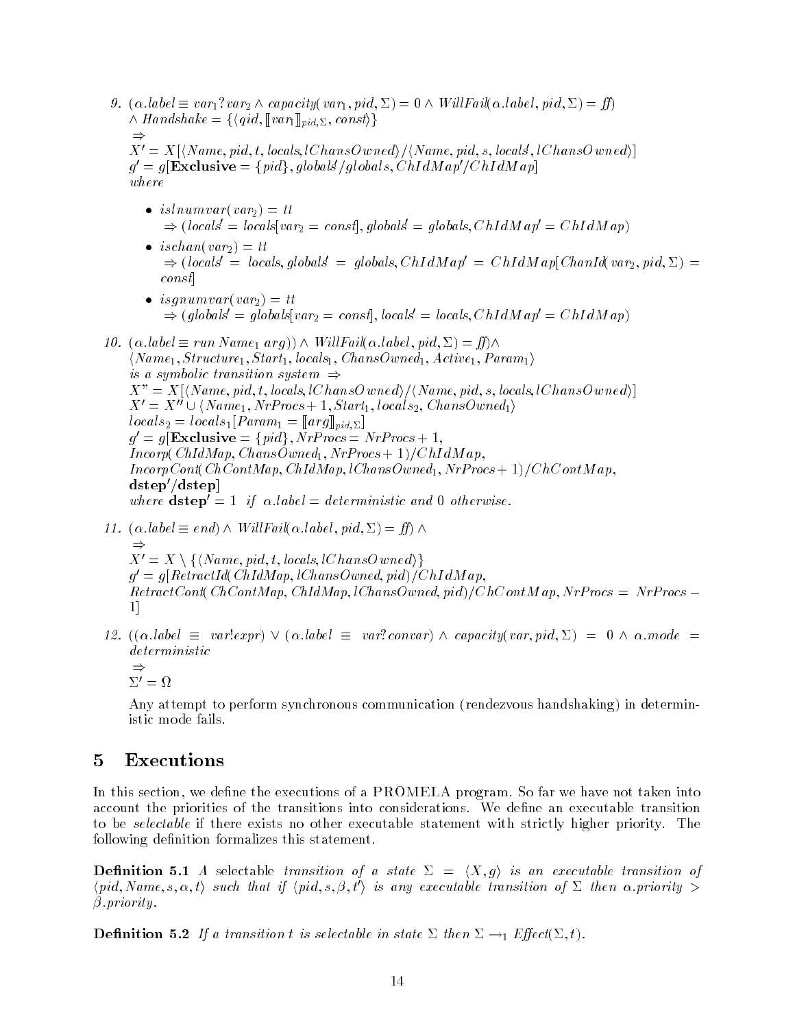9. $(\alpha.label \equiv var_1?var_2 \wedge capacity(var_1, pid, \Sigma) = 0 \wedge WillFail(\alpha.label, pid, \Sigma) = ff)$
   $\wedge\ Handshake = \{\langle qid, [\![var_1]\!]_{pid,\Sigma}, const\rangle\}$
   $\Rightarrow$
   $X' = X[\langle Name, pid, t, locals, lChansOwned\rangle / \langle Name, pid, s, locals', lChansOwned\rangle]$
   $g' = g[\mathbf{Exclusive} = \{pid\}, globals'/globals, ChIdMap'/ChIdMap]$
   *where*

   - $islnumvar(var_2) = tt$
     $\Rightarrow (locals' = locals[var_2 = const], globals' = globals, ChIdMap' = ChIdMap)$
   - $ischan(var_2) = tt$
     $\Rightarrow (locals' = locals, globals' = globals, ChIdMap' = ChIdMap[ChanId(var_2, pid, \Sigma) = const]$
   - $isgnumvar(var_2) = tt$
     $\Rightarrow (globals' = globals[var_2 = const], locals' = locals, ChIdMap' = ChIdMap)$

10. $(\alpha.label \equiv run\ Name_1\ arg)) \wedge WillFail(\alpha.label, pid, \Sigma) = ff) \wedge$
    $\langle Name_1, Structure_1, Start_1, locals_1, ChansOwned_1, Active_1, Param_1\rangle$
    *is a symbolic transition system* $\Rightarrow$
    $X" = X[\langle Name, pid, t, locals, lChansOwned\rangle / \langle Name, pid, s, locals, lChansOwned\rangle]$
    $X' = X'' \cup \langle Name_1, NrProcs + 1, Start_1, locals_2, ChansOwned_1\rangle$
    $locals_2 = locals_1[Param_1 = [\![arg]\!]_{pid,\Sigma}]$
    $g' = g[\mathbf{Exclusive} = \{pid\}, NrProcs = NrProcs + 1,$
    $Incorp(ChIdMap, ChansOwned_1, NrProcs + 1)/ChIdMap,$
    $IncorpCont(ChContMap, ChIdMap, lChansOwned_1, NrProcs + 1)/ChContMap,$
    $\mathbf{dstep}'/\mathbf{dstep}]$
    *where* $\mathbf{dstep}' = 1$ *if* $\alpha.label = deterministic$ *and* 0 *otherwise.*

11. $(\alpha.label \equiv end) \wedge WillFail(\alpha.label, pid, \Sigma) = ff) \wedge$
    $\Rightarrow$
    $X' = X \setminus \{\langle Name, pid, t, locals, lChansOwned\rangle\}$
    $g' = g[RetractId(ChIdMap, lChansOwned, pid)/ChIdMap,$
    $RetractCont(ChContMap, ChIdMap, lChansOwned, pid)/ChContMap, NrProcs = NrProcs - 1]$

12. $((\alpha.label \equiv var!expr) \vee (\alpha.label \equiv var?convar) \wedge capacity(var, pid, \Sigma) = 0 \wedge \alpha.mode = deterministic$
    $\Rightarrow$
    $\Sigma' = \Omega$

    Any attempt to perform synchronous communication (rendezvous handshaking) in deterministic mode fails.

# 5 Executions

In this section, we define the executions of a PROMELA program. So far we have not taken into account the priorities of the transitions into considerations. We define an executable transition to be *selectable* if there exists no other executable statement with strictly higher priority. The following definition formalizes this statement.

**Definition 5.1** *A* selectable *transition of a state* $\Sigma = \langle X, g\rangle$ *is an executable transition of* $\langle pid, Name, s, \alpha, t\rangle$ *such that if* $\langle pid, s, \beta, t'\rangle$ *is any executable transition of* $\Sigma$ *then* $\alpha.priority > \beta.priority$.

**Definition 5.2** *If a transition* $t$ *is selectable in state* $\Sigma$ *then* $\Sigma \rightarrow_1 Effect(\Sigma, t)$.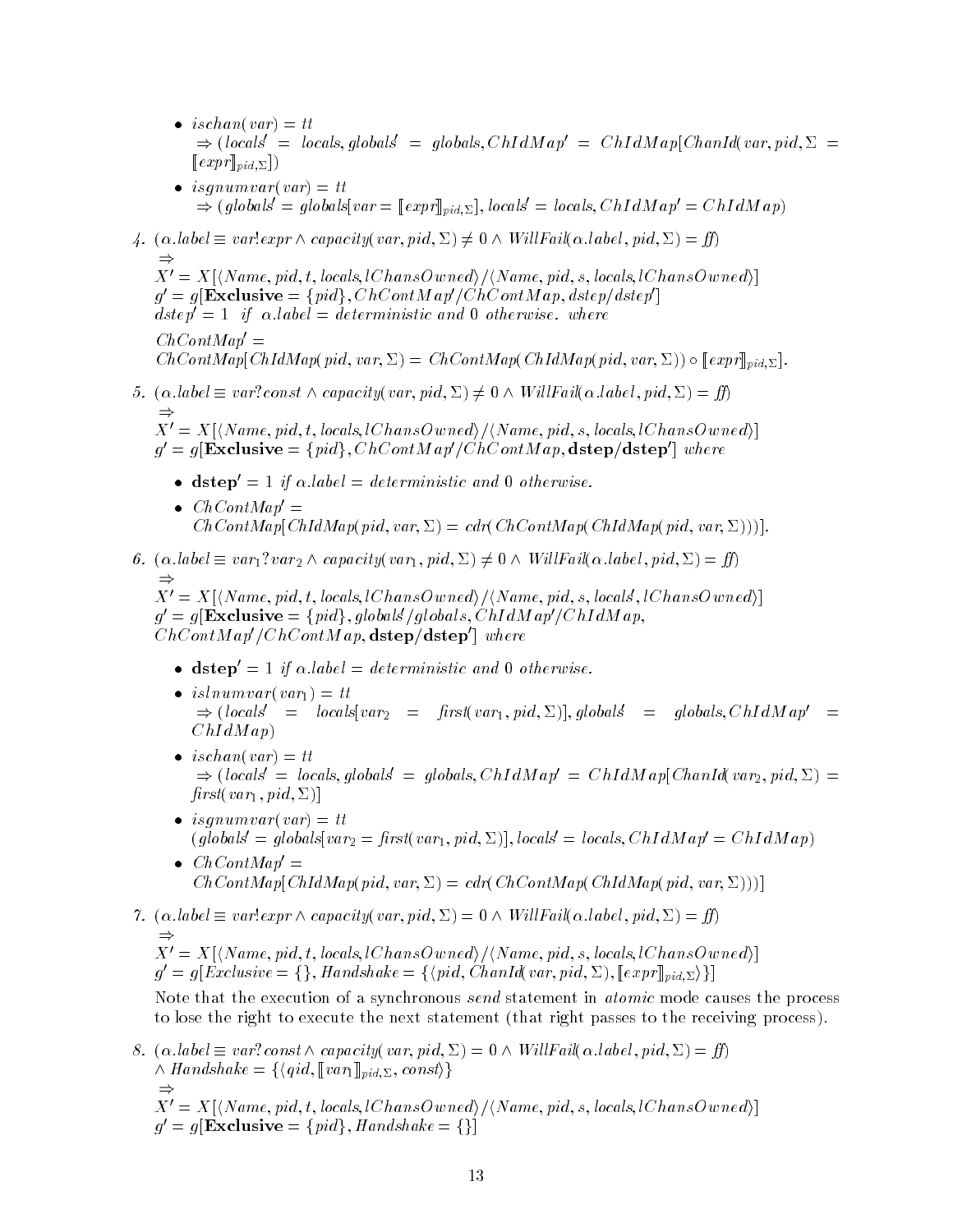- $ischan(var) = tt$
  $\Rightarrow (locals' = locals, globals' = globals, ChIdMap' = ChIdMap[ChanId(var, pid, \Sigma = [\![expr]\!]_{pid,\Sigma}])$

- $isgnumvar(var) = tt$
  $\Rightarrow (globals' = globals[var = [\![expr]\!]_{pid,\Sigma}], locals' = locals, ChIdMap' = ChIdMap)$

4. $(\alpha.label \equiv var!expr \wedge capacity(var, pid, \Sigma) \neq 0 \wedge WillFail(\alpha.label, pid, \Sigma) = ff)$
   $\Rightarrow$
   $X' = X[\langle Name, pid, t, locals, lChansOwned\rangle / \langle Name, pid, s, locals, lChansOwned\rangle]$
   $g' = g[\mathbf{Exclusive} = \{pid\}, ChContMap'/ChContMap, dstep/dstep']$
   $dstep' = 1$ *if* $\alpha.label = deterministic$ *and* $0$ *otherwise. where*

   $ChContMap' =$
   $ChContMap[ChIdMap(pid, var, \Sigma) = ChContMap(ChIdMap(pid, var, \Sigma)) \circ [\![expr]\!]_{pid,\Sigma}]$.

5. $(\alpha.label \equiv var?const \wedge capacity(var, pid, \Sigma) \neq 0 \wedge WillFail(\alpha.label, pid, \Sigma) = ff)$
   $\Rightarrow$
   $X' = X[\langle Name, pid, t, locals, lChansOwned\rangle / \langle Name, pid, s, locals, lChansOwned\rangle]$
   $g' = g[\mathbf{Exclusive} = \{pid\}, ChContMap'/ChContMap, \mathbf{dstep/dstep'}]$ *where*

   - $\mathbf{dstep'} = 1$ *if* $\alpha.label = deterministic$ *and* $0$ *otherwise.*
   - $ChContMap' =$
     $ChContMap[ChIdMap(pid, var, \Sigma) = cdr(ChContMap(ChIdMap(pid, var, \Sigma)))]$.

6. $(\alpha.label \equiv var_1?var_2 \wedge capacity(var_1, pid, \Sigma) \neq 0 \wedge WillFail(\alpha.label, pid, \Sigma) = ff)$
   $\Rightarrow$
   $X' = X[\langle Name, pid, t, locals, lChansOwned\rangle / \langle Name, pid, s, locals', lChansOwned\rangle]$
   $g' = g[\mathbf{Exclusive} = \{pid\}, globals'/globals, ChIdMap'/ChIdMap,$
   $ChContMap'/ChContMap, \mathbf{dstep/dstep'}]$ *where*

   - $\mathbf{dstep'} = 1$ *if* $\alpha.label = deterministic$ *and* $0$ *otherwise.*
   - $islnumvar(var_1) = tt$
     $\Rightarrow (locals' = locals[var_2 = first(var_1, pid, \Sigma)], globals' = globals, ChIdMap' = ChIdMap)$
   - $ischan(var) = tt$
     $\Rightarrow (locals' = locals, globals' = globals, ChIdMap' = ChIdMap[ChanId(var_2, pid, \Sigma) = first(var_1, pid, \Sigma)]$
   - $isgnumvar(var) = tt$
     $(globals' = globals[var_2 = first(var_1, pid, \Sigma)], locals' = locals, ChIdMap' = ChIdMap)$
   - $ChContMap' =$
     $ChContMap[ChIdMap(pid, var, \Sigma) = cdr(ChContMap(ChIdMap(pid, var, \Sigma)))]$

7. $(\alpha.label \equiv var!expr \wedge capacity(var, pid, \Sigma) = 0 \wedge WillFail(\alpha.label, pid, \Sigma) = ff)$
   $\Rightarrow$
   $X' = X[\langle Name, pid, t, locals, lChansOwned\rangle / \langle Name, pid, s, locals, lChansOwned\rangle]$
   $g' = g[Exclusive = \{\}, Handshake = \{\langle pid, ChanId(var, pid, \Sigma), [\![expr]\!]_{pid,\Sigma}\rangle\}]$

   Note that the execution of a synchronous *send* statement in *atomic* mode causes the process to lose the right to execute the next statement (that right passes to the receiving process).

8. $(\alpha.label \equiv var?const \wedge capacity(var, pid, \Sigma) = 0 \wedge WillFail(\alpha.label, pid, \Sigma) = ff)$
   $\wedge\ Handshake = \{\langle qid, [\![var]\!]_{pid,\Sigma}, const\rangle\}$
   $\Rightarrow$
   $X' = X[\langle Name, pid, t, locals, lChansOwned\rangle / \langle Name, pid, s, locals, lChansOwned\rangle]$
   $g' = g[\mathbf{Exclusive} = \{pid\}, Handshake = \{\}]$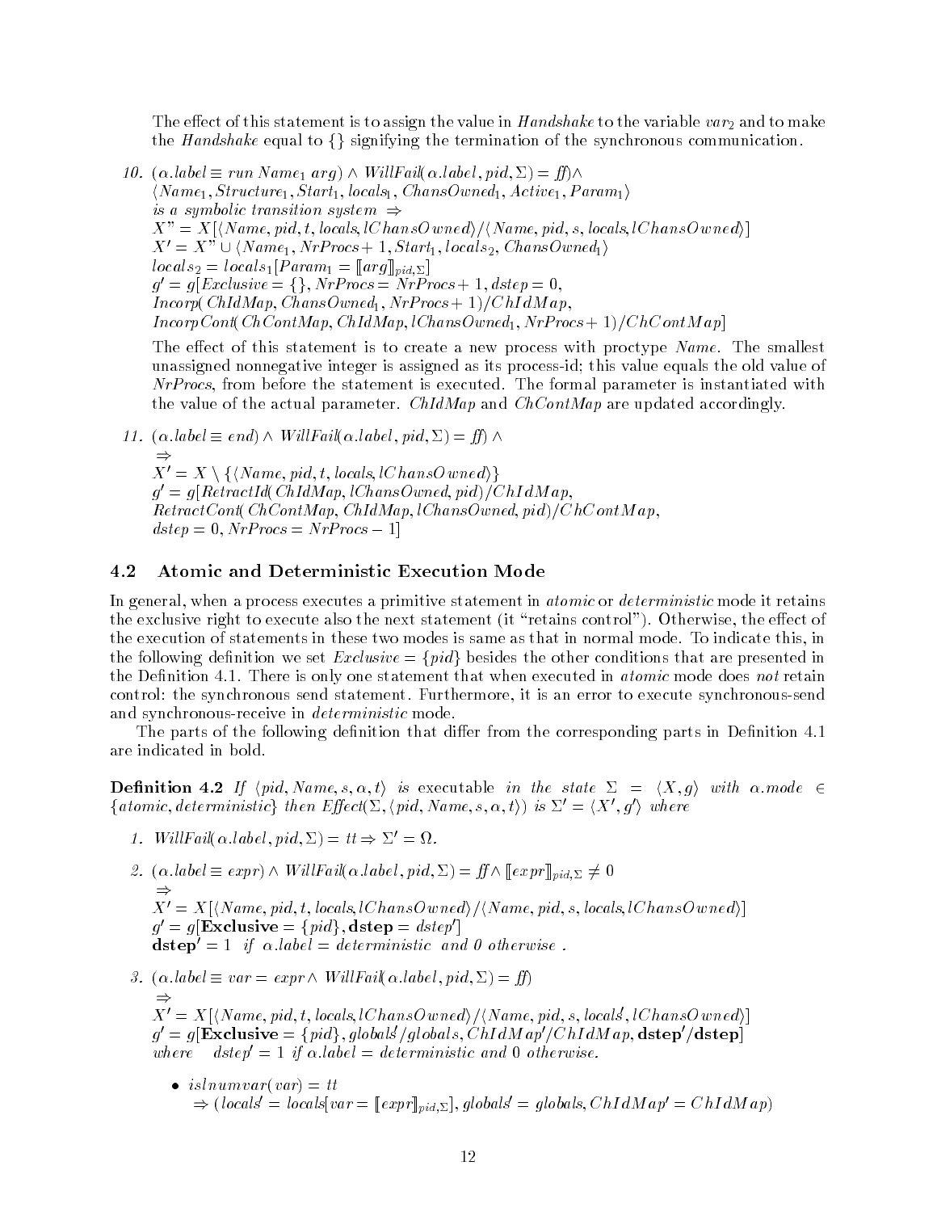The effect of this statement is to assign the value in *Handshake* to the variable $var_2$ and to make the *Handshake* equal to {} signifying the termination of the synchronous communication.

10. $(\alpha.label \equiv run\ Name_1\ arg) \wedge WillFail(\alpha.label, pid, \Sigma) = ff) \wedge$
$\langle Name_1, Structure_1, Start_1, locals_1, ChansOwned_1, Active_1, Param_1\rangle$
is a symbolic transition system $\Rightarrow$
$X" = X[\langle Name, pid, t, locals, lChansOwned\rangle / \langle Name, pid, s, locals, lChansOwned\rangle]$
$X' = X" \cup \langle Name_1, NrProcs + 1, Start_1, locals_2, ChansOwned_1\rangle$
$locals_2 = locals_1[Param_1 = [\![arg]\!]_{pid,\Sigma}]$
$g' = g[Exclusive = \{\}, NrProcs = NrProcs + 1, dstep = 0,$
$Incorp(ChIdMap, ChansOwned_1, NrProcs + 1)/ChIdMap,$
$IncorpCont(ChContMap, ChIdMap, lChansOwned_1, NrProcs + 1)/ChContMap]$

The effect of this statement is to create a new process with proctype *Name*. The smallest unassigned nonnegative integer is assigned as its process-id; this value equals the old value of *NrProcs*, from before the statement is executed. The formal parameter is instantiated with the value of the actual parameter. *ChIdMap* and *ChContMap* are updated accordingly.

11. $(\alpha.label \equiv end) \wedge WillFail(\alpha.label, pid, \Sigma) = ff) \wedge$
$\Rightarrow$
$X' = X \setminus \{\langle Name, pid, t, locals, lChansOwned\rangle\}$
$g' = g[RetractId(ChIdMap, lChansOwned, pid)/ChIdMap,$
$RetractCont(ChContMap, ChIdMap, lChansOwned, pid)/ChContMap,$
$dstep = 0, NrProcs = NrProcs - 1]$

## 4.2 Atomic and Deterministic Execution Mode

In general, when a process executes a primitive statement in *atomic* or *deterministic* mode it retains the exclusive right to execute also the next statement (it "retains control"). Otherwise, the effect of the execution of statements in these two modes is same as that in normal mode. To indicate this, in the following definition we set $Exclusive = \{pid\}$ besides the other conditions that are presented in the Definition 4.1. There is only one statement that when executed in *atomic* mode does *not* retain control: the synchronous send statement. Furthermore, it is an error to execute synchronous-send and synchronous-receive in *deterministic* mode.

The parts of the following definition that differ from the corresponding parts in Definition 4.1 are indicated in bold.

**Definition 4.2** *If* $\langle pid, Name, s, \alpha, t\rangle$ *is* executable *in the state* $\Sigma = \langle X, g\rangle$ *with* $\alpha.mode \in \{atomic, deterministic\}$ *then* $Effect(\Sigma, \langle pid, Name, s, \alpha, t\rangle)$ *is* $\Sigma' = \langle X', g'\rangle$ *where*

1. $WillFail(\alpha.label, pid, \Sigma) = tt \Rightarrow \Sigma' = \Omega.$

2. $(\alpha.label \equiv expr) \wedge WillFail(\alpha.label, pid, \Sigma) = ff \wedge [\![expr]\!]_{pid,\Sigma} \neq 0$
$\Rightarrow$
$X' = X[\langle Name, pid, t, locals, lChansOwned\rangle / \langle Name, pid, s, locals, lChansOwned\rangle]$
$g' = g[\mathbf{Exclusive} = \{pid\}, \mathbf{dstep} = dstep']$
$\mathbf{dstep'} = 1$ *if* $\alpha.label = deterministic$ *and 0 otherwise .*

3. $(\alpha.label \equiv var = expr \wedge WillFail(\alpha.label, pid, \Sigma) = ff)$
$\Rightarrow$
$X' = X[\langle Name, pid, t, locals, lChansOwned\rangle / \langle Name, pid, s, locals', lChansOwned\rangle]$
$g' = g[\mathbf{Exclusive} = \{pid\}, globals'/globals, ChIdMap'/ChIdMap, \mathbf{dstep'/dstep}]$
*where* $dstep' = 1$ *if* $\alpha.label = deterministic$ *and 0 otherwise.*

   - $isInumvar(var) = tt$
   $\Rightarrow (locals' = locals[var = [\![expr]\!]_{pid,\Sigma}], globals' = globals, ChIdMap' = ChIdMap)$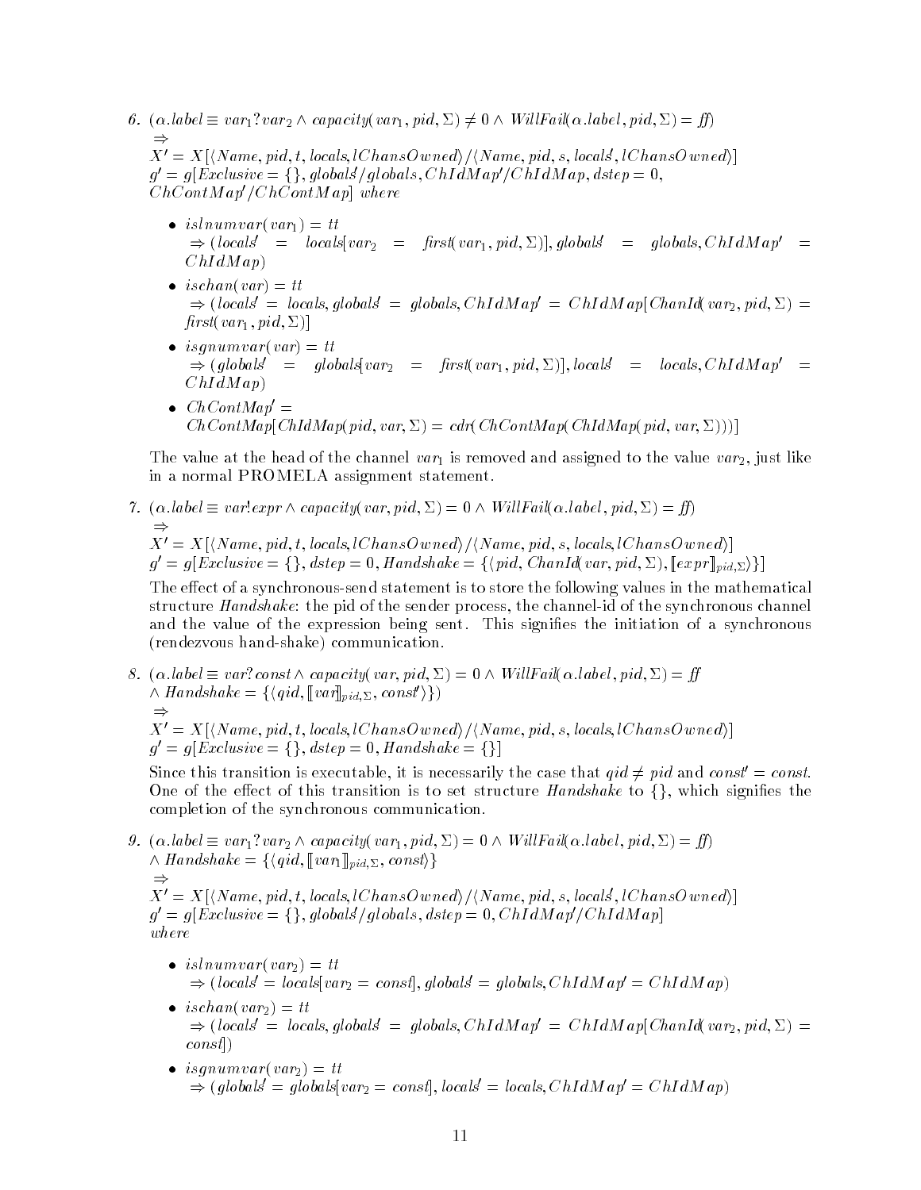6. $(\alpha.label \equiv var_1?var_2 \wedge capacity(var_1, pid, \Sigma) \neq 0 \wedge WillFail(\alpha.label, pid, \Sigma) = ff)$
   $\Rightarrow$
   $X' = X[\langle Name, pid, t, locals, lChansOwned\rangle / \langle Name, pid, s, locals', lChansOwned\rangle]$
   $g' = g[Exclusive = \{\}, globals'/globals, ChIdMap'/ChIdMap, dstep = 0,$
   $ChContMap'/ChContMap]$ *where*

   - $islnumvar(var_1) = tt$
     $\Rightarrow (locals' = locals[var_2 = first(var_1, pid, \Sigma)], globals' = globals, ChIdMap' = ChIdMap)$
   - $ischan(var) = tt$
     $\Rightarrow (locals' = locals, globals' = globals, ChIdMap' = ChIdMap[ChanId(var_2, pid, \Sigma) = first(var_1, pid, \Sigma)]$
   - $isgnumvar(var) = tt$
     $\Rightarrow (globals' = globals[var_2 = first(var_1, pid, \Sigma)], locals' = locals, ChIdMap' = ChIdMap)$
   - $ChContMap' =$
     $ChContMap[ChIdMap(pid, var, \Sigma) = cdr(ChContMap(ChIdMap(pid, var, \Sigma)))]$

   The value at the head of the channel $var_1$ is removed and assigned to the value $var_2$, just like in a normal PROMELA assignment statement.

7. $(\alpha.label \equiv var!expr \wedge capacity(var, pid, \Sigma) = 0 \wedge WillFail(\alpha.label, pid, \Sigma) = ff)$
   $\Rightarrow$
   $X' = X[\langle Name, pid, t, locals, lChansOwned\rangle / \langle Name, pid, s, locals, lChansOwned\rangle]$
   $g' = g[Exclusive = \{\}, dstep = 0, Handshake = \{\langle pid, ChanId(var, pid, \Sigma), [\![expr]\!]_{pid,\Sigma}\rangle\}]$

   The effect of a synchronous-send statement is to store the following values in the mathematical structure *Handshake*: the pid of the sender process, the channel-id of the synchronous channel and the value of the expression being sent. This signifies the initiation of a synchronous (rendezvous hand-shake) communication.

8. $(\alpha.label \equiv var?const \wedge capacity(var, pid, \Sigma) = 0 \wedge WillFail(\alpha.label, pid, \Sigma) = ff$
   $\wedge\ Handshake = \{\langle qid, [\![var]\!]_{pid,\Sigma}, const'\rangle\})$
   $\Rightarrow$
   $X' = X[\langle Name, pid, t, locals, lChansOwned\rangle / \langle Name, pid, s, locals, lChansOwned\rangle]$
   $g' = g[Exclusive = \{\}, dstep = 0, Handshake = \{\}]$

   Since this transition is executable, it is necessarily the case that $qid \neq pid$ and $const' = const$. One of the effect of this transition is to set structure *Handshake* to $\{\}$, which signifies the completion of the synchronous communication.

9. $(\alpha.label \equiv var_1?var_2 \wedge capacity(var_1, pid, \Sigma) = 0 \wedge WillFail(\alpha.label, pid, \Sigma) = ff)$
   $\wedge\ Handshake = \{\langle qid, [\![var_1]\!]_{pid,\Sigma}, const\rangle\}$
   $\Rightarrow$
   $X' = X[\langle Name, pid, t, locals, lChansOwned\rangle / \langle Name, pid, s, locals', lChansOwned\rangle]$
   $g' = g[Exclusive = \{\}, globals'/globals, dstep = 0, ChIdMap'/ChIdMap]$
   *where*

   - $islnumvar(var_2) = tt$
     $\Rightarrow (locals' = locals[var_2 = const], globals' = globals, ChIdMap' = ChIdMap)$
   - $ischan(var_2) = tt$
     $\Rightarrow (locals' = locals, globals' = globals, ChIdMap' = ChIdMap[ChanId(var_2, pid, \Sigma) = const])$
   - $isgnumvar(var_2) = tt$
     $\Rightarrow (globals' = globals[var_2 = const], locals' = locals, ChIdMap' = ChIdMap)$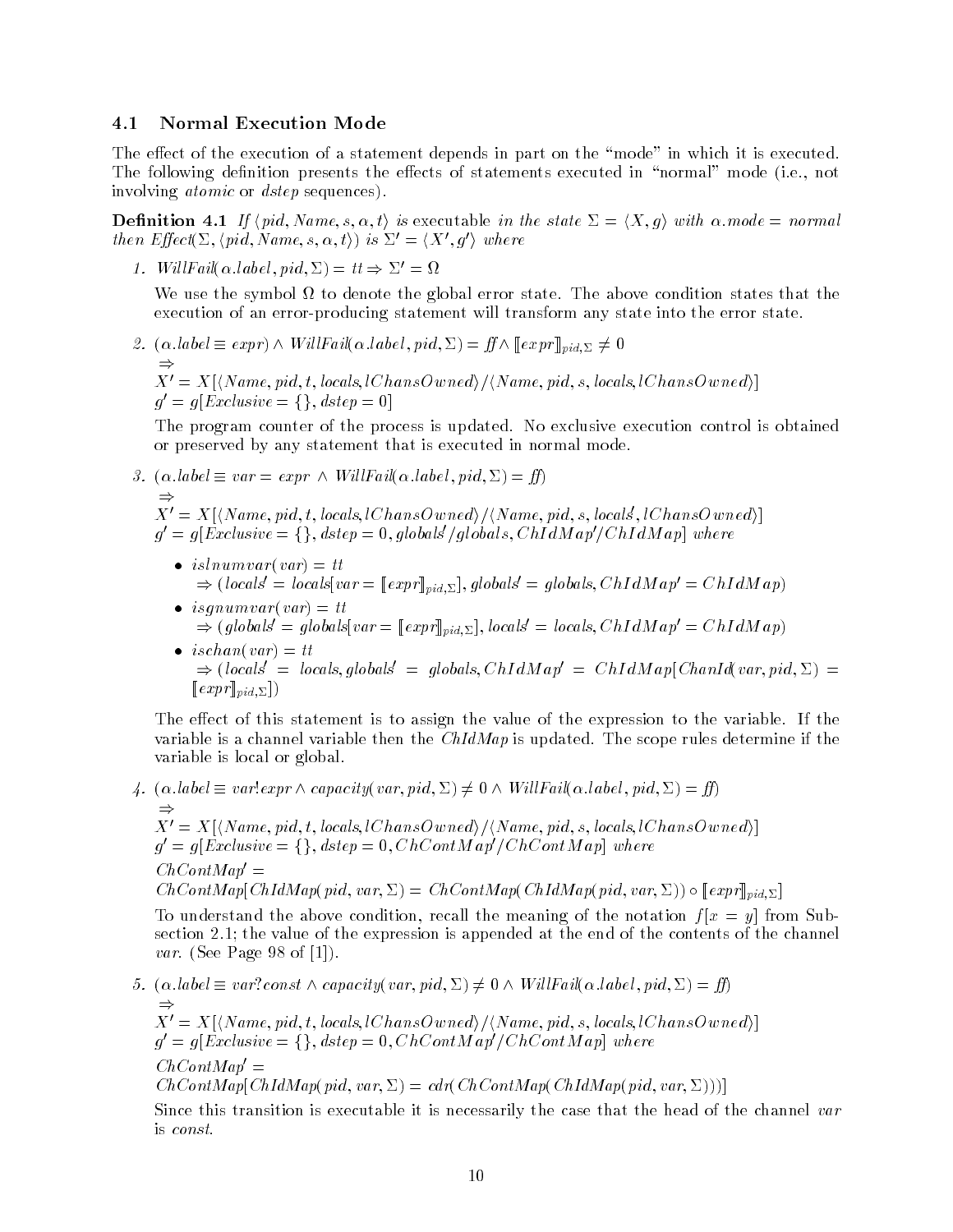### 4.1 Normal Execution Mode

The effect of the execution of a statement depends in part on the "mode" in which it is executed. The following definition presents the effects of statements executed in "normal" mode (i.e., not involving *atomic* or *dstep* sequences).

**Definition 4.1** *If* $\langle pid, Name, s, \alpha, t\rangle$ *is* executable *in the state* $\Sigma = \langle X, g\rangle$ *with* $\alpha.mode = normal$ *then* $Effect(\Sigma, \langle pid, Name, s, \alpha, t\rangle)$ *is* $\Sigma' = \langle X', g'\rangle$ *where*

1. $WillFail(\alpha.label, pid, \Sigma) = tt \Rightarrow \Sigma' = \Omega$

   We use the symbol $\Omega$ to denote the global error state. The above condition states that the execution of an error-producing statement will transform any state into the error state.

2. $(\alpha.label \equiv expr) \wedge WillFail(\alpha.label, pid, \Sigma) = ff \wedge [\![expr]\!]_{pid,\Sigma} \neq 0$
   $\Rightarrow$
   $X' = X[\langle Name, pid, t, locals, lChansOwned\rangle / \langle Name, pid, s, locals, lChansOwned\rangle]$
   $g' = g[Exclusive = \{\}, dstep = 0]$

   The program counter of the process is updated. No exclusive execution control is obtained or preserved by any statement that is executed in normal mode.

3. $(\alpha.label \equiv var = expr \ \wedge \ WillFail(\alpha.label, pid, \Sigma) = ff)$
   $\Rightarrow$
   $X' = X[\langle Name, pid, t, locals, lChansOwned\rangle / \langle Name, pid, s, locals', lChansOwned\rangle]$
   $g' = g[Exclusive = \{\}, dstep = 0, globals'/globals, ChIdMap'/ChIdMap]$ where

   - $islnumvar(var) = tt$
     $\Rightarrow (locals' = locals[var = [\![expr]\!]_{pid,\Sigma}], globals' = globals, ChIdMap' = ChIdMap)$
   - $isgnumvar(var) = tt$
     $\Rightarrow (globals' = globals[var = [\![expr]\!]_{pid,\Sigma}], locals' = locals, ChIdMap' = ChIdMap)$
   - $ischan(var) = tt$
     $\Rightarrow (locals' = locals, globals' = globals, ChIdMap' = ChIdMap[ChanId(var, pid, \Sigma) = [\![expr]\!]_{pid,\Sigma}])$

   The effect of this statement is to assign the value of the expression to the variable. If the variable is a channel variable then the *ChIdMap* is updated. The scope rules determine if the variable is local or global.

4. $(\alpha.label \equiv var!expr \wedge capacity(var, pid, \Sigma) \neq 0 \wedge WillFail(\alpha.label, pid, \Sigma) = ff)$
   $\Rightarrow$
   $X' = X[\langle Name, pid, t, locals, lChansOwned\rangle / \langle Name, pid, s, locals, lChansOwned\rangle]$
   $g' = g[Exclusive = \{\}, dstep = 0, ChContMap'/ChContMap]$ where
   $ChContMap' =$
   $ChContMap[ChIdMap(pid, var, \Sigma) = ChContMap(ChIdMap(pid, var, \Sigma)) \circ [\![expr]\!]_{pid,\Sigma}]$

   To understand the above condition, recall the meaning of the notation $f[x = y]$ from Subsection 2.1; the value of the expression is appended at the end of the contents of the channel *var*. (See Page 98 of [1]).

5. $(\alpha.label \equiv var?const \wedge capacity(var, pid, \Sigma) \neq 0 \wedge WillFail(\alpha.label, pid, \Sigma) = ff)$
   $\Rightarrow$
   $X' = X[\langle Name, pid, t, locals, lChansOwned\rangle / \langle Name, pid, s, locals, lChansOwned\rangle]$
   $g' = g[Exclusive = \{\}, dstep = 0, ChContMap'/ChContMap]$ where
   $ChContMap' =$
   $ChContMap[ChIdMap(pid, var, \Sigma) = cdr(ChContMap(ChIdMap(pid, var, \Sigma)))]$

   Since this transition is executable it is necessarily the case that the head of the channel *var* is *const*.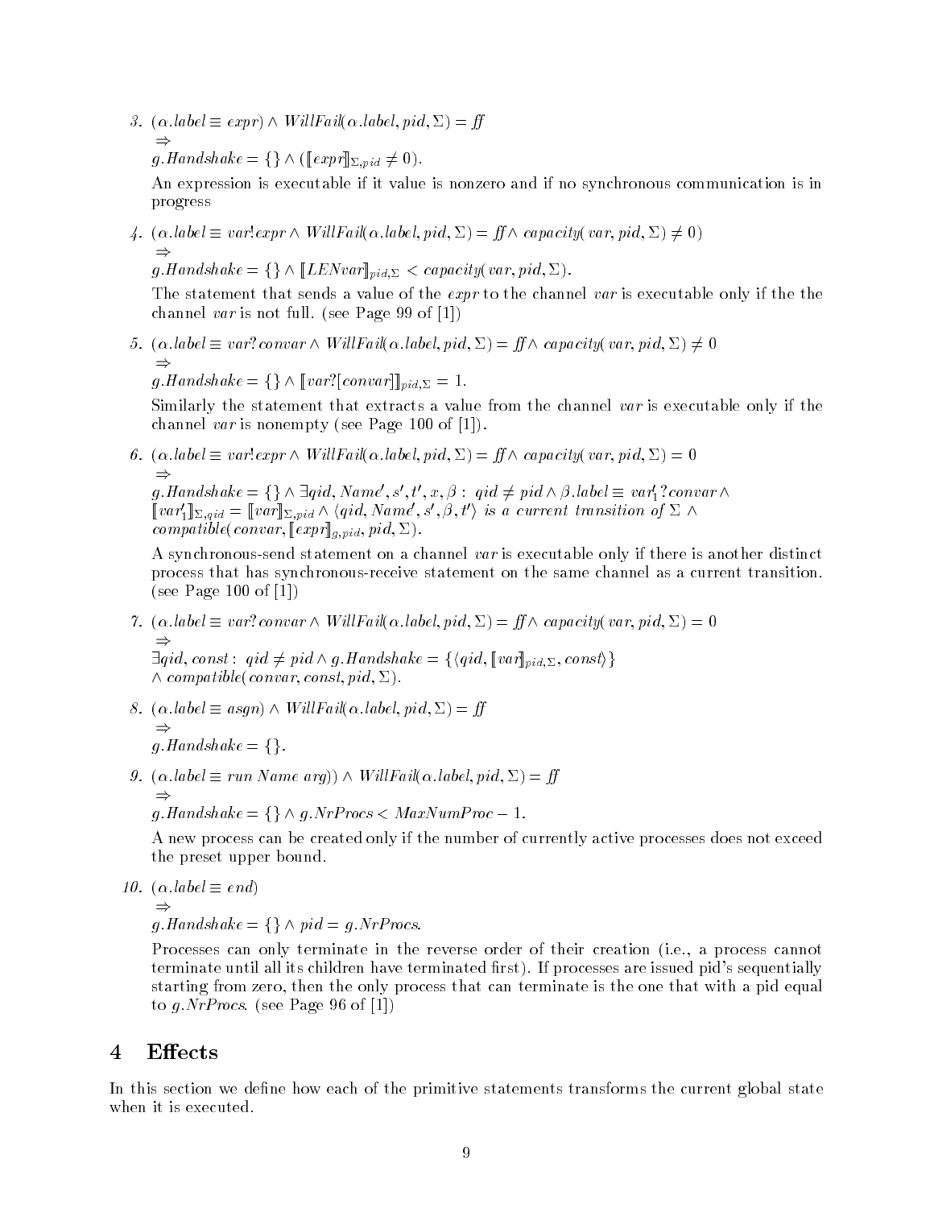3. $(\alpha.label \equiv expr) \wedge WillFail(\alpha.label, pid, \Sigma) = f\!f$
   $\Rightarrow$
   $g.Handshake = \{\} \wedge ([\![expr]\!]_{\Sigma,pid} \neq 0).$

   An expression is executable if it value is nonzero and if no synchronous communication is in progress

4. $(\alpha.label \equiv var!expr \wedge WillFail(\alpha.label, pid, \Sigma) = f\!f \wedge capacity(var, pid, \Sigma) \neq 0)$
   $\Rightarrow$
   $g.Handshake = \{\} \wedge [\![LENvar]\!]_{pid,\Sigma} < capacity(var, pid, \Sigma).$

   The statement that sends a value of the *expr* to the channel *var* is executable only if the the channel *var* is not full. (see Page 99 of [1])

5. $(\alpha.label \equiv var?convar \wedge WillFail(\alpha.label, pid, \Sigma) = f\!f \wedge capacity(var, pid, \Sigma) \neq 0$
   $\Rightarrow$
   $g.Handshake = \{\} \wedge [\![var?[convar]]\!]_{pid,\Sigma} = 1.$

   Similarly the statement that extracts a value from the channel *var* is executable only if the channel *var* is nonempty (see Page 100 of [1]).

6. $(\alpha.label \equiv var!expr \wedge WillFail(\alpha.label, pid, \Sigma) = f\!f \wedge capacity(var, pid, \Sigma) = 0$
   $\Rightarrow$
   $g.Handshake = \{\} \wedge \exists qid, Name', s', t', x, \beta : \; qid \neq pid \wedge \beta.label \equiv var'_1?convar \wedge [\![var'_1]\!]_{\Sigma,qid} = [\![var]\!]_{\Sigma,pid} \wedge \langle qid, Name', s', \beta, t' \rangle$ *is a current transition of* $\Sigma \; \wedge$ $compatible(convar, [\![expr]\!]_{g,pid}, pid, \Sigma).$

   A synchronous-send statement on a channel *var* is executable only if there is another distinct process that has synchronous-receive statement on the same channel as a current transition. (see Page 100 of [1])

7. $(\alpha.label \equiv var?convar \wedge WillFail(\alpha.label, pid, \Sigma) = f\!f \wedge capacity(var, pid, \Sigma) = 0$
   $\Rightarrow$
   $\exists qid, const : \; qid \neq pid \wedge g.Handshake = \{\langle qid, [\![var]\!]_{pid,\Sigma}, const\rangle\}$
   $\wedge \; compatible(convar, const, pid, \Sigma).$

8. $(\alpha.label \equiv asgn) \wedge WillFail(\alpha.label, pid, \Sigma) = f\!f$
   $\Rightarrow$
   $g.Handshake = \{\}.$

9. $(\alpha.label \equiv run \; Name \; arg)) \wedge WillFail(\alpha.label, pid, \Sigma) = f\!f$
   $\Rightarrow$
   $g.Handshake = \{\} \wedge g.NrProcs < MaxNumProc - 1.$

   A new process can be created only if the number of currently active processes does not exceed the preset upper bound.

10. $(\alpha.label \equiv end)$
    $\Rightarrow$
    $g.Handshake = \{\} \wedge pid = g.NrProcs.$

    Processes can only terminate in the reverse order of their creation (i.e., a process cannot terminate until all its children have terminated first). If processes are issued pid's sequentially starting from zero, then the only process that can terminate is the one that with a pid equal to $g.NrProcs$. (see Page 96 of [1])

# 4 Effects

In this section we define how each of the primitive statements transforms the current global state when it is executed.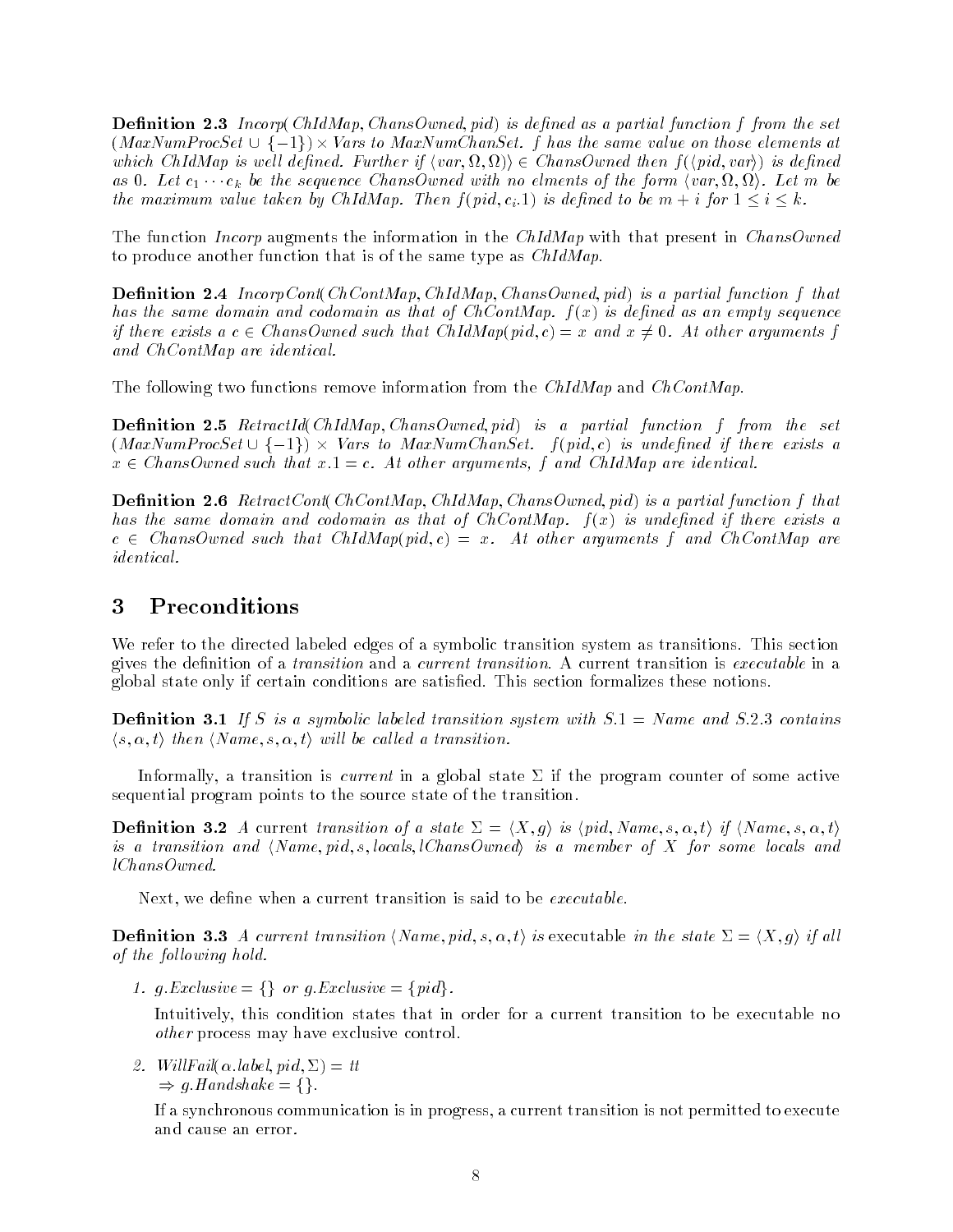**Definition 2.3** *Incorp*( *ChIdMap*, *ChansOwned*, *pid*) *is defined as a partial function f from the set* $(MaxNumProcSet \cup \{-1\}) \times Vars$ *to MaxNumChanSet. f has the same value on those elements at which ChIdMap is well defined. Further if* $\langle var, \Omega, \Omega \rangle\rangle \in ChansOwned$ *then* $f(\langle pid, var \rangle)$ *is defined as 0. Let* $c_1 \cdots c_k$ *be the sequence ChansOwned with no elments of the form* $\langle var, \Omega, \Omega \rangle$*. Let m be the maximum value taken by ChIdMap. Then* $f(pid, c_i.1)$ *is defined to be* $m + i$ *for* $1 \leq i \leq k$*.*

The function *Incorp* augments the information in the *ChIdMap* with that present in *ChansOwned* to produce another function that is of the same type as *ChIdMap*.

**Definition 2.4** *IncorpCont*( *ChContMap*, *ChIdMap*, *ChansOwned*, *pid*) *is a partial function f that has the same domain and codomain as that of ChContMap.* $f(x)$ *is defined as an empty sequence if there exists a* $c \in ChansOwned$ *such that* $ChIdMap(pid, c) = x$ *and* $x \neq 0$*. At other arguments f and ChContMap are identical.*

The following two functions remove information from the *ChIdMap* and *ChContMap*.

**Definition 2.5** *RetractId*( *ChIdMap*, *ChansOwned*, *pid*) *is a partial function f from the set* $(MaxNumProcSet \cup \{-1\}) \times Vars$ *to MaxNumChanSet.* $f(pid, c)$ *is undefined if there exists a* $x \in ChansOwned$ *such that* $x.1 = c$*. At other arguments, f and ChIdMap are identical.*

**Definition 2.6** *RetractCont*( *ChContMap*, *ChIdMap*, *ChansOwned*, *pid*) *is a partial function f that has the same domain and codomain as that of ChContMap.* $f(x)$ *is undefined if there exists a* $c \in ChansOwned$ *such that* $ChIdMap(pid, c) = x$*. At other arguments f and ChContMap are identical.*

# 3 Preconditions

We refer to the directed labeled edges of a symbolic transition system as transitions. This section gives the definition of a *transition* and a *current transition*. A current transition is *executable* in a global state only if certain conditions are satisfied. This section formalizes these notions.

**Definition 3.1** *If S is a symbolic labeled transition system with* $S.1 = Name$ *and S.2.3 contains* $\langle s, \alpha, t \rangle$ *then* $\langle Name, s, \alpha, t \rangle$ *will be called a transition.*

Informally, a transition is *current* in a global state $\Sigma$ if the program counter of some active sequential program points to the source state of the transition.

**Definition 3.2** *A* current *transition of a state* $\Sigma = \langle X, g \rangle$ *is* $\langle pid, Name, s, \alpha, t \rangle$ *if* $\langle Name, s, \alpha, t \rangle$ *is a transition and* $\langle Name, pid, s, locals, lChansOwned \rangle$ *is a member of X for some locals and lChansOwned.*

Next, we define when a current transition is said to be *executable*.

**Definition 3.3** *A current transition* $\langle Name, pid, s, \alpha, t \rangle$ *is* executable *in the state* $\Sigma = \langle X, g \rangle$ *if all of the following hold.*

1. $g.Exclusive = \{\}$ *or* $g.Exclusive = \{pid\}$*.*

   Intuitively, this condition states that in order for a current transition to be executable no *other* process may have exclusive control.

2. $WillFail(\alpha.label, pid, \Sigma) = tt$
   $\Rightarrow g.Handshake = \{\}$*.*

   If a synchronous communication is in progress, a current transition is not permitted to execute and cause an error.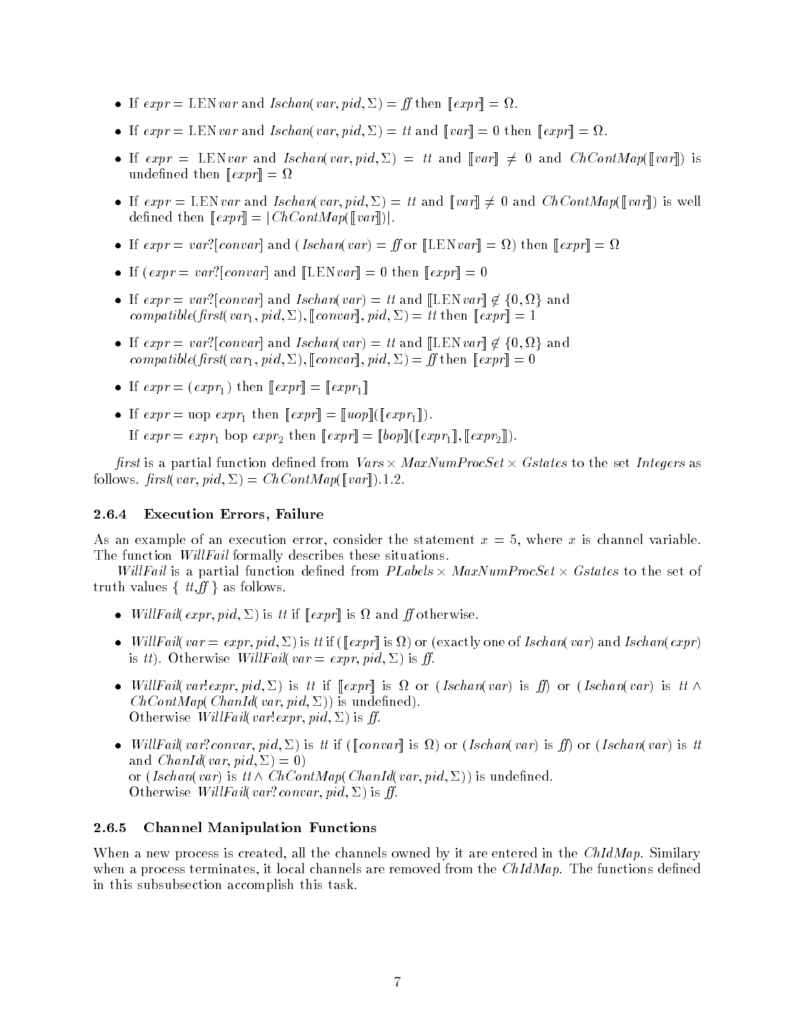- If $expr = \text{LEN}\, var$ and $Ischan(var, pid, \Sigma) = ff$ then $[\![expr]\!] = \Omega$.
- If $expr = \text{LEN}\, var$ and $Ischan(var, pid, \Sigma) = tt$ and $[\![var]\!] = 0$ then $[\![expr]\!] = \Omega$.
- If $expr = \text{LEN}\, var$ and $Ischan(var, pid, \Sigma) = tt$ and $[\![var]\!] \neq 0$ and $ChContMap([\![var]\!])$ is undefined then $[\![expr]\!] = \Omega$
- If $expr = \text{LEN}\, var$ and $Ischan(var, pid, \Sigma) = tt$ and $[\![var]\!] \neq 0$ and $ChContMap([\![var]\!])$ is well defined then $[\![expr]\!] = |ChContMap([\![var]\!])|$.
- If $expr = var?[convar]$ and ($Ischan(var) = ff$ or $[\![\text{LEN}\, var]\!] = \Omega$) then $[\![expr]\!] = \Omega$
- If ($expr = var?[convar]$ and $[\![\text{LEN}\, var]\!] = 0$ then $[\![expr]\!] = 0$
- If $expr = var?[convar]$ and $Ischan(var) = tt$ and $[\![\text{LEN}\, var]\!] \notin \{0, \Omega\}$ and $compatible(first(var_1, pid, \Sigma), [\![convar]\!], pid, \Sigma) = tt$ then $[\![expr]\!] = 1$
- If $expr = var?[convar]$ and $Ischan(var) = tt$ and $[\![\text{LEN}\, var]\!] \notin \{0, \Omega\}$ and $compatible(first(var_1, pid, \Sigma), [\![convar]\!], pid, \Sigma) = ff$ then $[\![expr]\!] = 0$
- If $expr = (expr_1)$ then $[\![expr]\!] = [\![expr_1]\!]$
- If $expr = \text{uop}\ expr_1$ then $[\![expr]\!] = [\![uop]\!]([\![expr_1]\!])$.

  If $expr = expr_1\ \text{bop}\ expr_2$ then $[\![expr]\!] = [\![bop]\!]([\![expr_1]\!], [\![expr_2]\!])$.

*first* is a partial function defined from $Vars \times MaxNumProcSet \times Gstates$ to the set *Integers* as follows. $first(var, pid, \Sigma) = ChContMap([\![var]\!]).1.2$.

#### 2.6.4 Execution Errors, Failure

As an example of an execution error, consider the statement $x = 5$, where $x$ is channel variable. The function *WillFail* formally describes these situations.

*WillFail* is a partial function defined from $PLabels \times MaxNumProcSet \times Gstates$ to the set of truth values $\{ tt, ff \}$ as follows.

- $WillFail(expr, pid, \Sigma)$ is $tt$ if $[\![expr]\!]$ is $\Omega$ and $ff$ otherwise.
- $WillFail(var = expr, pid, \Sigma)$ is $tt$ if ($[\![expr]\!]$ is $\Omega$) or (exactly one of $Ischan(var)$ and $Ischan(expr)$ is $tt$). Otherwise $WillFail(var = expr, pid, \Sigma)$ is $ff$.
- $WillFail(var!expr, pid, \Sigma)$ is $tt$ if $[\![expr]\!]$ is $\Omega$ or ($Ischan(var)$ is $ff$) or ($Ischan(var)$ is $tt \wedge ChContMap(ChanId(var, pid, \Sigma))$ is undefined).
  Otherwise $WillFail(var!expr, pid, \Sigma)$ is $ff$.
- $WillFail(var?convar, pid, \Sigma)$ is $tt$ if ($[\![convar]\!]$ is $\Omega$) or ($Ischan(var)$ is $ff$) or ($Ischan(var)$ is $tt$ and $ChanId(var, pid, \Sigma) = 0$)
  or ($Ischan(var)$ is $tt \wedge ChContMap(ChanId(var, pid, \Sigma))$ is undefined.
  Otherwise $WillFail(var?convar, pid, \Sigma)$ is $ff$.

#### 2.6.5 Channel Manipulation Functions

When a new process is created, all the channels owned by it are entered in the *ChIdMap*. Similary when a process terminates, it local channels are removed from the *ChIdMap*. The functions defined in this subsubsection accomplish this task.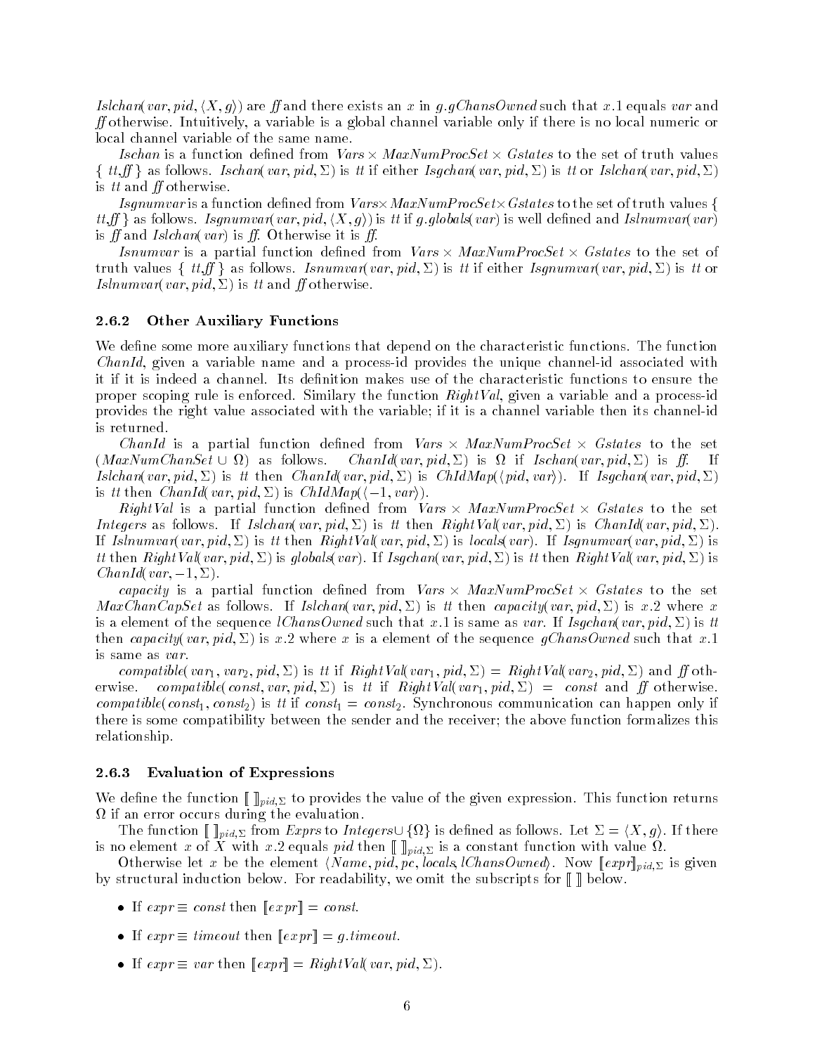*Islchan*(*var*, *pid*, $\langle X, g\rangle$) are *ff* and there exists an $x$ in *g.gChansOwned* such that $x.1$ equals *var* and *ff* otherwise. Intuitively, a variable is a global channel variable only if there is no local numeric or local channel variable of the same name.

*Ischan* is a function defined from *Vars* $\times$ *MaxNumProcSet* $\times$ *Gstates* to the set of truth values $\{$ *tt*,*ff* $\}$ as follows. *Ischan*(*var*, *pid*, $\Sigma$) is *tt* if either *Isgchan*(*var*, *pid*, $\Sigma$) is *tt* or *Islchan*(*var*, *pid*, $\Sigma$) is *tt* and *ff* otherwise.

*Isgnumvar* is a function defined from *Vars*$\times$ *MaxNumProcSet*$\times$ *Gstates* to the set of truth values $\{$ *tt*,*ff* $\}$ as follows. *Isgnumvar*(*var*, *pid*, $\langle X, g\rangle$) is *tt* if *g.globals*(*var*) is well defined and *Islnumvar*(*var*) is *ff* and *Islchan*(*var*) is *ff*. Otherwise it is *ff*.

*Isnumvar* is a partial function defined from *Vars* $\times$ *MaxNumProcSet* $\times$ *Gstates* to the set of truth values $\{$ *tt*,*ff* $\}$ as follows. *Isnumvar*(*var*, *pid*, $\Sigma$) is *tt* if either *Isgnumvar*(*var*, *pid*, $\Sigma$) is *tt* or *Islnumvar*(*var*, *pid*, $\Sigma$) is *tt* and *ff* otherwise.

### 2.6.2 Other Auxiliary Functions

We define some more auxiliary functions that depend on the characteristic functions. The function *ChanId*, given a variable name and a process-id provides the unique channel-id associated with it if it is indeed a channel. Its definition makes use of the characteristic functions to ensure the proper scoping rule is enforced. Similary the function *RightVal*, given a variable and a process-id provides the right value associated with the variable; if it is a channel variable then its channel-id is returned.

*ChanId* is a partial function defined from *Vars* $\times$ *MaxNumProcSet* $\times$ *Gstates* to the set (*MaxNumChanSet* $\cup\ \Omega$) as follows. *ChanId*(*var*, *pid*, $\Sigma$) is $\Omega$ if *Ischan*(*var*, *pid*, $\Sigma$) is *ff*. If *Islchan*(*var*, *pid*, $\Sigma$) is *tt* then *ChanId*(*var*, *pid*, $\Sigma$) is *ChIdMap*($\langle$*pid*, *var*$\rangle$). If *Isgchan*(*var*, *pid*, $\Sigma$) is *tt* then *ChanId*(*var*, *pid*, $\Sigma$) is *ChIdMap*($\langle -1$, *var*$\rangle$).

*RightVal* is a partial function defined from *Vars* $\times$ *MaxNumProcSet* $\times$ *Gstates* to the set *Integers* as follows. If *Islchan*(*var*, *pid*, $\Sigma$) is *tt* then *RightVal*(*var*, *pid*, $\Sigma$) is *ChanId*(*var*, *pid*, $\Sigma$). If *Islnumvar*(*var*, *pid*, $\Sigma$) is *tt* then *RightVal*(*var*, *pid*, $\Sigma$) is *locals*(*var*). If *Isgnumvar*(*var*, *pid*, $\Sigma$) is *tt* then *RightVal*(*var*, *pid*, $\Sigma$) is *globals*(*var*). If *Isgchan*(*var*, *pid*, $\Sigma$) is *tt* then *RightVal*(*var*, *pid*, $\Sigma$) is *ChanId*(*var*, $-1$, $\Sigma$).

*capacity* is a partial function defined from *Vars* $\times$ *MaxNumProcSet* $\times$ *Gstates* to the set *MaxChanCapSet* as follows. If *Islchan*(*var*, *pid*, $\Sigma$) is *tt* then *capacity*(*var*, *pid*, $\Sigma$) is $x.2$ where $x$ is a element of the sequence *lChansOwned* such that $x.1$ is same as *var*. If *Isgchan*(*var*, *pid*, $\Sigma$) is *tt* then *capacity*(*var*, *pid*, $\Sigma$) is $x.2$ where $x$ is a element of the sequence *gChansOwned* such that $x.1$ is same as *var*.

*compatible*($var_1$, $var_2$, *pid*, $\Sigma$) is *tt* if *RightVal*($var_1$, *pid*, $\Sigma$) = *RightVal*($var_2$, *pid*, $\Sigma$) and *ff* otherwise. *compatible*(*const*, *var*, *pid*, $\Sigma$) is *tt* if *RightVal*($var_1$, *pid*, $\Sigma$) = *const* and *ff* otherwise. *compatible*($const_1$, $const_2$) is *tt* if $const_1 = const_2$. Synchronous communication can happen only if there is some compatibility between the sender and the receiver; the above function formalizes this relationship.

### 2.6.3 Evaluation of Expressions

We define the function $[\![\ ]\!]_{pid,\Sigma}$ to provides the value of the given expression. This function returns $\Omega$ if an error occurs during the evaluation.

The function $[\![\ ]\!]_{pid,\Sigma}$ from *Exprs* to *Integers*$\cup\ \{\Omega\}$ is defined as follows. Let $\Sigma = \langle X, g\rangle$. If there is no element $x$ of $X$ with $x.2$ equals *pid* then $[\![\ ]\!]_{pid,\Sigma}$ is a constant function with value $\Omega$.

Otherwise let $x$ be the element $\langle$*Name*, *pid*, *pc*, *locals*, *lChansOwned*$\rangle$. Now $[\![expr]\!]_{pid,\Sigma}$ is given by structural induction below. For readability, we omit the subscripts for $[\![\ ]\!]$ below.

- If *expr* $\equiv$ *const* then $[\![expr]\!]$ = *const*.
- If *expr* $\equiv$ *timeout* then $[\![expr]\!]$ = *g.timeout*.
- If *expr* $\equiv$ *var* then $[\![expr]\!]$ = *RightVal*(*var*, *pid*, $\Sigma$).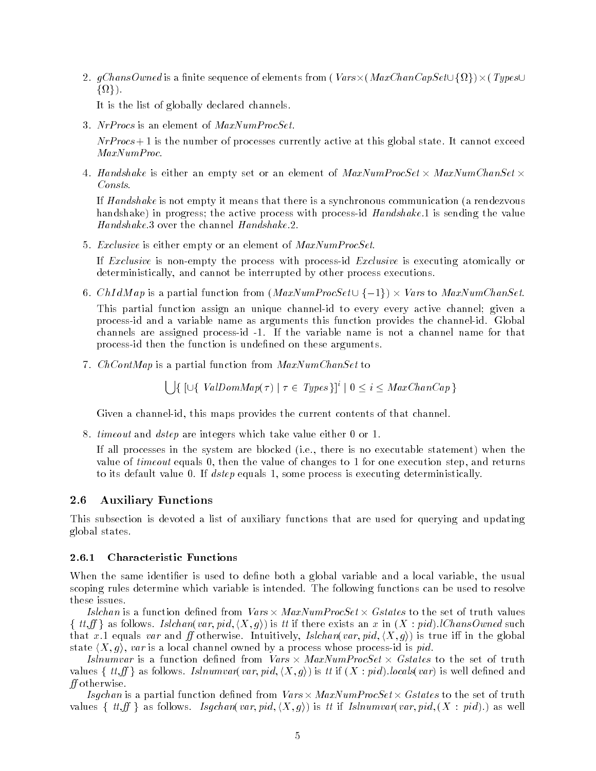2. *gChansOwned* is a finite sequence of elements from $(\mathit{Vars} \times (\mathit{MaxChanCapSet} \cup \{\Omega\}) \times (\mathit{Types} \cup \{\Omega\})$.

   It is the list of globally declared channels.

3. *NrProcs* is an element of *MaxNumProcSet*.

   $\mathit{NrProcs} + 1$ is the number of processes currently active at this global state. It cannot exceed *MaxNumProc*.

4. *Handshake* is either an empty set or an element of $\mathit{MaxNumProcSet} \times \mathit{MaxNumChanSet} \times \mathit{Consts}$.

   If *Handshake* is not empty it means that there is a synchronous communication (a rendezvous handshake) in progress; the active process with process-id *Handshake*.1 is sending the value *Handshake*.3 over the channel *Handshake*.2.

5. *Exclusive* is either empty or an element of *MaxNumProcSet*.

   If *Exclusive* is non-empty the process with process-id *Exclusive* is executing atomically or deterministically, and cannot be interrupted by other process executions.

6. *ChIdMap* is a partial function from $(\mathit{MaxNumProcSet} \cup \{-1\}) \times \mathit{Vars}$ to *MaxNumChanSet*.

   This partial function assign an unique channel-id to every every active channel; given a process-id and a variable name as arguments this function provides the channel-id. Global channels are assigned process-id -1. If the variable name is not a channel name for that process-id then the function is undefined on these arguments.

7. *ChContMap* is a partial function from *MaxNumChanSet* to

   $$\bigcup \{\, [\cup \{\, \mathit{ValDomMap}(\tau) \mid \tau \in \mathit{Types} \}]^i \mid 0 \leq i \leq \mathit{MaxChanCap} \,\}$$

   Given a channel-id, this maps provides the current contents of that channel.

8. *timeout* and *dstep* are integers which take value either 0 or 1.

   If all processes in the system are blocked (i.e., there is no executable statement) when the value of *timeout* equals 0, then the value of changes to 1 for one execution step, and returns to its default value 0. If *dstep* equals 1, some process is executing deterministically.

## 2.6 Auxiliary Functions

This subsection is devoted a list of auxiliary functions that are used for querying and updating global states.

### 2.6.1 Characteristic Functions

When the same identifier is used to define both a global variable and a local variable, the usual scoping rules determine which variable is intended. The following functions can be used to resolve these issues.

*Islchan* is a function defined from $\mathit{Vars} \times \mathit{MaxNumProcSet} \times \mathit{Gstates}$ to the set of truth values $\{\, \mathit{tt}, \mathit{ff} \,\}$ as follows. $\mathit{Islchan}(\mathit{var}, \mathit{pid}, \langle X, g \rangle)$ is *tt* if there exists an $x$ in $(X : \mathit{pid}).\mathit{lChansOwned}$ such that $x.1$ equals *var* and *ff* otherwise. Intuitively, $\mathit{Islchan}(\mathit{var}, \mathit{pid}, \langle X, g \rangle)$ is true iff in the global state $\langle X, g \rangle$, *var* is a local channel owned by a process whose process-id is *pid*.

*Islnumvar* is a function defined from $\mathit{Vars} \times \mathit{MaxNumProcSet} \times \mathit{Gstates}$ to the set of truth values $\{\, \mathit{tt}, \mathit{ff} \,\}$ as follows. $\mathit{Islnumvar}(\mathit{var}, \mathit{pid}, \langle X, g \rangle)$ is *tt* if $(X : \mathit{pid}).\mathit{locals}(\mathit{var})$ is well defined and *ff* otherwise.

*Isgchan* is a partial function defined from $\mathit{Vars} \times \mathit{MaxNumProcSet} \times \mathit{Gstates}$ to the set of truth values $\{\, \mathit{tt}, \mathit{ff} \,\}$ as follows. $\mathit{Isgchan}(\mathit{var}, \mathit{pid}, \langle X, g \rangle)$ is *tt* if $\mathit{Islnumvar}(\mathit{var}, \mathit{pid}, (X : \mathit{pid}).)$ as well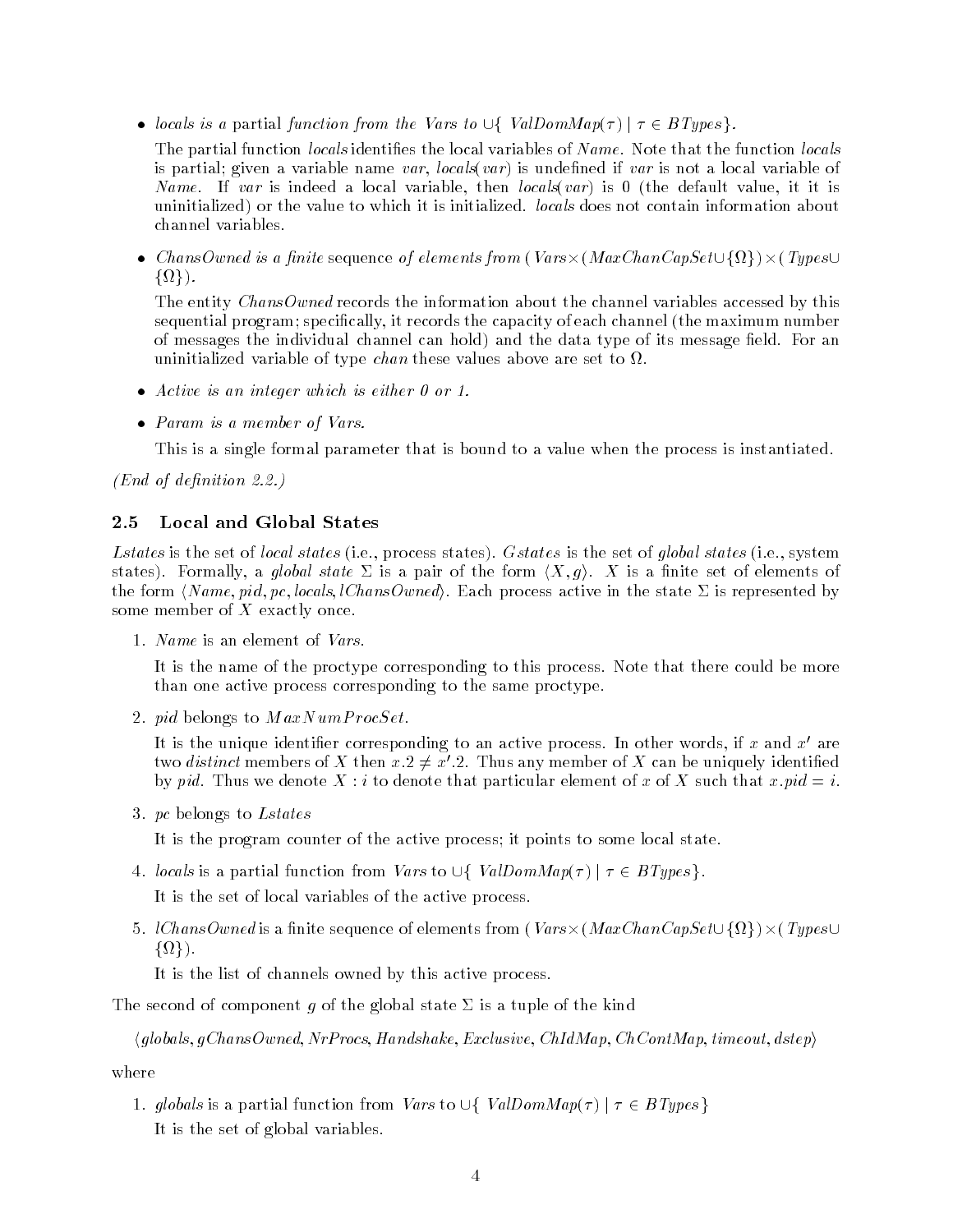- *locals is a* partial *function from the Vars to* $\cup\{$ *ValDomMap*$(\tau) \mid \tau \in$ *BTypes*$\}$.

  The partial function *locals* identifies the local variables of *Name*. Note that the function *locals* is partial; given a variable name *var*, *locals*(*var*) is undefined if *var* is not a local variable of *Name*. If *var* is indeed a local variable, then *locals*(*var*) is 0 (the default value, it it is uninitialized) or the value to which it is initialized. *locals* does not contain information about channel variables.

- *ChansOwned is a finite* sequence *of elements from* (*Vars*$\times$(*MaxChanCapSet*$\cup\{\Omega\}$)$\times$(*Types*$\cup$ $\{\Omega\}$).

  The entity *ChansOwned* records the information about the channel variables accessed by this sequential program; specifically, it records the capacity of each channel (the maximum number of messages the individual channel can hold) and the data type of its message field. For an uninitialized variable of type *chan* these values above are set to $\Omega$.

- *Active is an integer which is either 0 or 1.*

- *Param is a member of Vars.*

  This is a single formal parameter that is bound to a value when the process is instantiated.

*(End of definition 2.2.)*

## 2.5 Local and Global States

*Lstates* is the set of *local states* (i.e., process states). *Gstates* is the set of *global states* (i.e., system states). Formally, a *global state* $\Sigma$ is a pair of the form $\langle X, g\rangle$. $X$ is a finite set of elements of the form $\langle$*Name*, *pid*, *pc*, *locals*, *lChansOwned*$\rangle$. Each process active in the state $\Sigma$ is represented by some member of $X$ exactly once.

1. *Name* is an element of *Vars*.

   It is the name of the proctype corresponding to this process. Note that there could be more than one active process corresponding to the same proctype.

2. *pid* belongs to $MaxNumProcSet$.

   It is the unique identifier corresponding to an active process. In other words, if $x$ and $x'$ are two *distinct* members of $X$ then $x.2 \neq x'.2$. Thus any member of $X$ can be uniquely identified by *pid*. Thus we denote $X : i$ to denote that particular element of $x$ of $X$ such that $x.pid = i$.

3. *pc* belongs to *Lstates*

   It is the program counter of the active process; it points to some local state.

4. *locals* is a partial function from *Vars* to $\cup\{$ *ValDomMap*$(\tau) \mid \tau \in$ *BTypes*$\}$.

   It is the set of local variables of the active process.

5. *lChansOwned* is a finite sequence of elements from (*Vars*$\times$(*MaxChanCapSet*$\cup\{\Omega\}$)$\times$(*Types*$\cup$ $\{\Omega\}$).

   It is the list of channels owned by this active process.

The second of component $g$ of the global state $\Sigma$ is a tuple of the kind

$\langle$*globals*, *gChansOwned*, *NrProcs*, *Handshake*, *Exclusive*, *ChIdMap*, *ChContMap*, *timeout*, *dstep*$\rangle$

where

1. *globals* is a partial function from *Vars* to $\cup\{$ *ValDomMap*$(\tau) \mid \tau \in$ *BTypes*$\}$

   It is the set of global variables.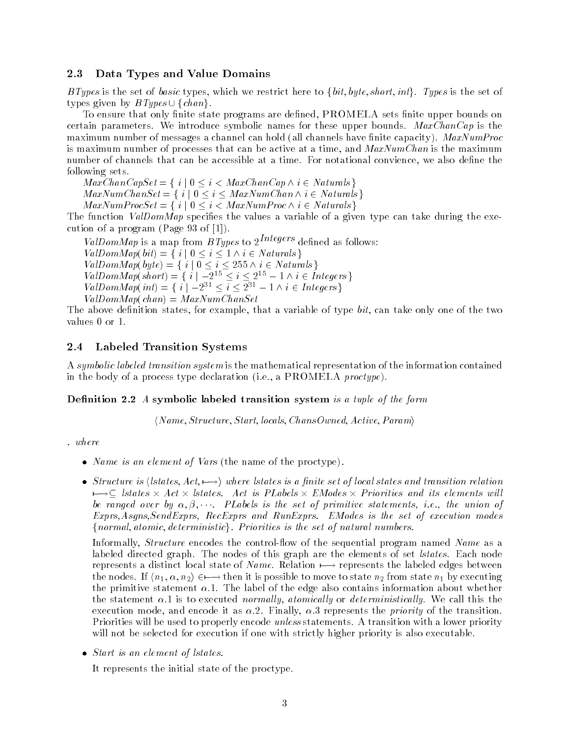## 2.3 Data Types and Value Domains

*BTypes* is the set of *basic* types, which we restrict here to {*bit*, *byte*, *short*, *int*}. *Types* is the set of types given by $BTypes \cup \{chan\}$.

To ensure that only finite state programs are defined, PROMELA sets finite upper bounds on certain parameters. We introduce symbolic names for these upper bounds. *MaxChanCap* is the maximum number of messages a channel can hold (all channels have finite capacity). *MaxNumProc* is maximum number of processes that can be active at a time, and *MaxNumChan* is the maximum number of channels that can be accessible at a time. For notational convience, we also define the following sets.

$MaxChanCapSet = \{\ i \mid 0 \leq i < MaxChanCap \wedge i \in Naturals \}$
$MaxNumChanSet = \{\ i \mid 0 \leq i \leq MaxNumChan \wedge i \in Naturals \}$
$MaxNumProcSet = \{\ i \mid 0 \leq i < MaxNumProc \wedge i \in Naturals \}$

The function *ValDomMap* specifies the values a variable of a given type can take during the execution of a program (Page 93 of [1]).

*ValDomMap* is a map from *BTypes* to $2^{Integers}$ defined as follows:
$ValDomMap(bit) = \{\ i \mid 0 \leq i \leq 1 \wedge i \in Naturals \}$
$ValDomMap(byte) = \{\ i \mid 0 \leq i \leq 255 \wedge i \in Naturals \}$
$ValDomMap(short) = \{\ i \mid -2^{15} \leq i \leq 2^{15} - 1 \wedge i \in Integers \}$
$ValDomMap(int) = \{\ i \mid -2^{31} \leq i \leq 2^{31} - 1 \wedge i \in Integers \}$
$ValDomMap(chan) = MaxNumChanSet$

The above definition states, for example, that a variable of type *bit*, can take only one of the two values 0 or 1.

## 2.4 Labeled Transition Systems

A *symbolic labeled transition system* is the mathematical representation of the information contained in the body of a process type declaration (i.e., a PROMELA *proctype*).

**Definition 2.2** *A* **symbolic labeled transition system** *is a tuple of the form*

$$\langle Name, Structure, Start, locals, ChansOwned, Active, Param \rangle$$

*. where*

- *Name is an element of Vars (the name of the proctype).*
- *Structure is* $\langle lstates, Act, \longmapsto \rangle$ *where lstates is a finite set of local states and transition relation* $\longmapsto \subseteq lstates \times Act \times lstates$*. Act is* $PLabels \times EModes \times Priorities$ *and its elements will be ranged over by* $\alpha, \beta, \cdots$*. PLabels is the set of primitive statements, i.e., the union of Exprs,Asgns,SendExprs, RecExprs and RunExprs. EModes is the set of execution modes {normal, atomic, deterministic}. Priorities is the set of natural numbers.*

  Informally, *Structure* encodes the control-flow of the sequential program named *Name* as a labeled directed graph. The nodes of this graph are the elements of set *lstates*. Each node represents a distinct local state of *Name*. Relation $\longmapsto$ represents the labeled edges between the nodes. If $\langle n_1, \alpha, n_2 \rangle \in \longmapsto$ then it is possible to move to state $n_2$ from state $n_1$ by executing the primitive statement $\alpha.1$. The label of the edge also contains information about whether the statement $\alpha.1$ is to executed *normally*, *atomically* or *deterministically*. We call this the execution mode, and encode it as $\alpha.2$. Finally, $\alpha.3$ represents the *priority* of the transition. Priorities will be used to properly encode *unless* statements. A transition with a lower priority will not be selected for execution if one with strictly higher priority is also executable.

- *Start is an element of lstates.*

  It represents the initial state of the proctype.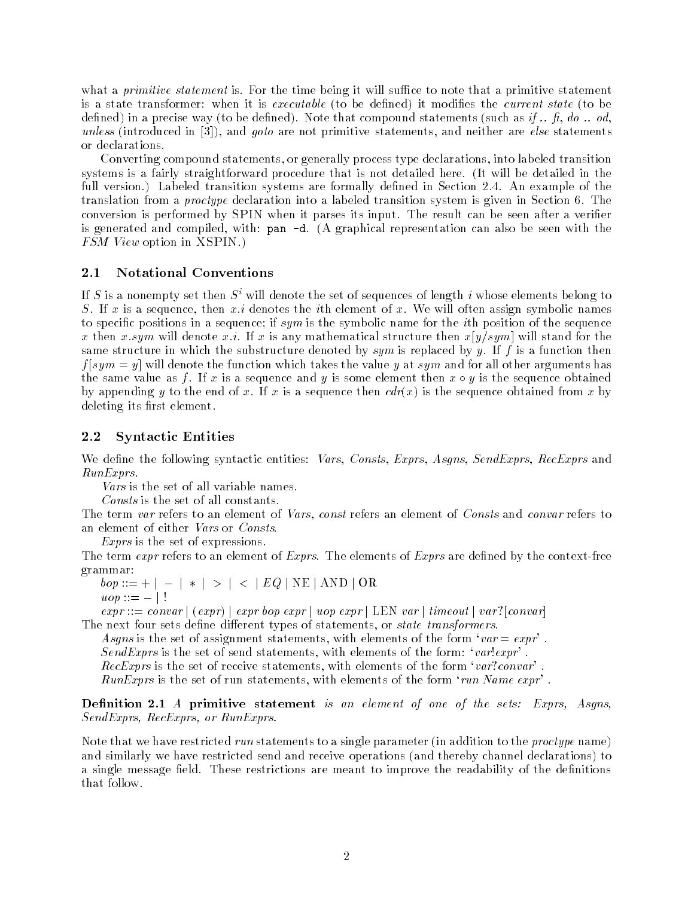what a *primitive statement* is. For the time being it will suffice to note that a primitive statement is a state transformer: when it is *executable* (to be defined) it modifies the *current state* (to be defined) in a precise way (to be defined). Note that compound statements (such as *if .. fi*, *do .. od*, *unless* (introduced in [3]), and *goto* are not primitive statements, and neither are *else* statements or declarations.

Converting compound statements, or generally process type declarations, into labeled transition systems is a fairly straightforward procedure that is not detailed here. (It will be detailed in the full version.) Labeled transition systems are formally defined in Section 2.4. An example of the translation from a *proctype* declaration into a labeled transition system is given in Section 6. The conversion is performed by SPIN when it parses its input. The result can be seen after a verifier is generated and compiled, with: `pan -d`. (A graphical representation can also be seen with the *FSM View* option in XSPIN.)

## 2.1 Notational Conventions

If $S$ is a nonempty set then $S^i$ will denote the set of sequences of length $i$ whose elements belong to $S$. If $x$ is a sequence, then $x.i$ denotes the $i$th element of $x$. We will often assign symbolic names to specific positions in a sequence; if *sym* is the symbolic name for the $i$th position of the sequence $x$ then $x.sym$ will denote $x.i$. If $x$ is any mathematical structure then $x[y/sym]$ will stand for the same structure in which the substructure denoted by *sym* is replaced by $y$. If $f$ is a function then $f[sym = y]$ will denote the function which takes the value $y$ at *sym* and for all other arguments has the same value as $f$. If $x$ is a sequence and $y$ is some element then $x \circ y$ is the sequence obtained by appending $y$ to the end of $x$. If $x$ is a sequence then $cdr(x)$ is the sequence obtained from $x$ by deleting its first element.

## 2.2 Syntactic Entities

We define the following syntactic entities: *Vars*, *Consts*, *Exprs*, *Asgns*, *SendExprs*, *RecExprs* and *RunExprs*.

*Vars* is the set of all variable names.

*Consts* is the set of all constants.

The term *var* refers to an element of *Vars*, *const* refers an element of *Consts* and *convar* refers to an element of either *Vars* or *Consts*.

*Exprs* is the set of expressions.

The term *expr* refers to an element of *Exprs*. The elements of *Exprs* are defined by the context-free grammar:

*bop* ::= + | − | ∗ | > | < | *EQ* | NE | AND | OR

*uop* ::= − | !

*expr* ::= *convar* | (*expr*) | *expr bop expr* | *uop expr* | LEN *var* | *timeout* | *var*?[*convar*]

The next four sets define different types of statements, or *state transformers*.

*Asgns* is the set of assignment statements, with elements of the form '*var* = *expr*' .

*SendExprs* is the set of send statements, with elements of the form: '*var*!*expr*' .

*RecExprs* is the set of receive statements, with elements of the form '*var*?*convar*' .

*RunExprs* is the set of run statements, with elements of the form '*run Name expr*' .

**Definition 2.1** *A* **primitive statement** *is an element of one of the sets: Exprs, Asgns, SendExprs, RecExprs, or RunExprs.*

Note that we have restricted *run* statements to a single parameter (in addition to the *proctype* name) and similarly we have restricted send and receive operations (and thereby channel declarations) to a single message field. These restrictions are meant to improve the readability of the definitions that follow.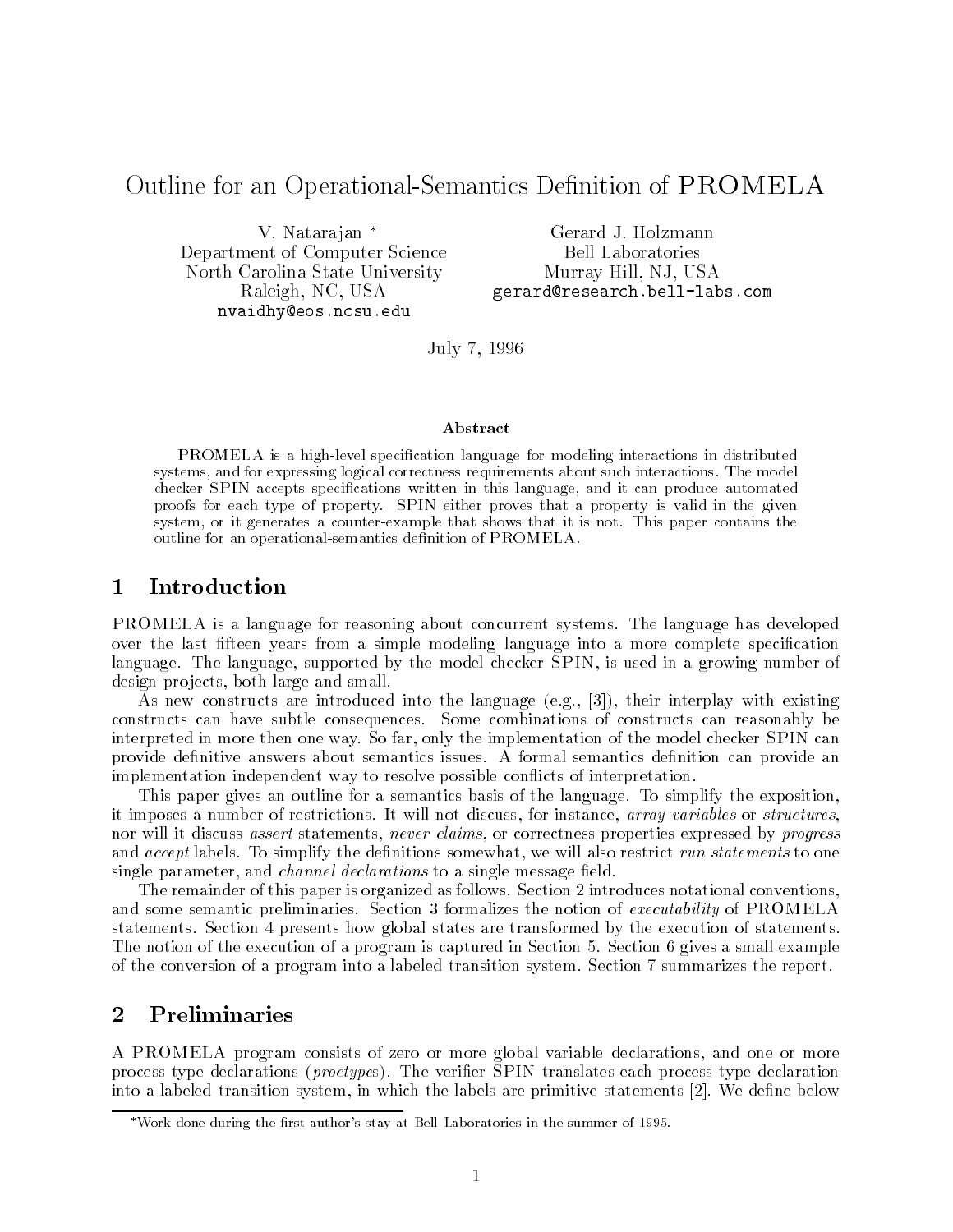# Outline for an Operational-Semantics Definition of PROMELA

V. Natarajan [*]
Department of Computer Science
North Carolina State University
Raleigh, NC, USA
nvaidhy@eos.ncsu.edu

Gerard J. Holzmann
Bell Laboratories
Murray Hill, NJ, USA
gerard@research.bell-labs.com

July 7, 1996

### Abstract

PROMELA is a high-level specification language for modeling interactions in distributed systems, and for expressing logical correctness requirements about such interactions. The model checker SPIN accepts specifications written in this language, and it can produce automated proofs for each type of property. SPIN either proves that a property is valid in the given system, or it generates a counter-example that shows that it is not. This paper contains the outline for an operational-semantics definition of PROMELA.

## 1 Introduction

PROMELA is a language for reasoning about concurrent systems. The language has developed over the last fifteen years from a simple modeling language into a more complete specification language. The language, supported by the model checker SPIN, is used in a growing number of design projects, both large and small.

As new constructs are introduced into the language (e.g., [3]), their interplay with existing constructs can have subtle consequences. Some combinations of constructs can reasonably be interpreted in more then one way. So far, only the implementation of the model checker SPIN can provide definitive answers about semantics issues. A formal semantics definition can provide an implementation independent way to resolve possible conflicts of interpretation.

This paper gives an outline for a semantics basis of the language. To simplify the exposition, it imposes a number of restrictions. It will not discuss, for instance, *array variables* or *structures*, nor will it discuss *assert* statements, *never claims*, or correctness properties expressed by *progress* and *accept* labels. To simplify the definitions somewhat, we will also restrict *run statements* to one single parameter, and *channel declarations* to a single message field.

The remainder of this paper is organized as follows. Section 2 introduces notational conventions, and some semantic preliminaries. Section 3 formalizes the notion of *executability* of PROMELA statements. Section 4 presents how global states are transformed by the execution of statements. The notion of the execution of a program is captured in Section 5. Section 6 gives a small example of the conversion of a program into a labeled transition system. Section 7 summarizes the report.

## 2 Preliminaries

A PROMELA program consists of zero or more global variable declarations, and one or more process type declarations (*proctype*s). The verifier SPIN translates each process type declaration into a labeled transition system, in which the labels are primitive statements [2]. We define below

[*] Work done during the first author's stay at Bell Laboratories in the summer of 1995.